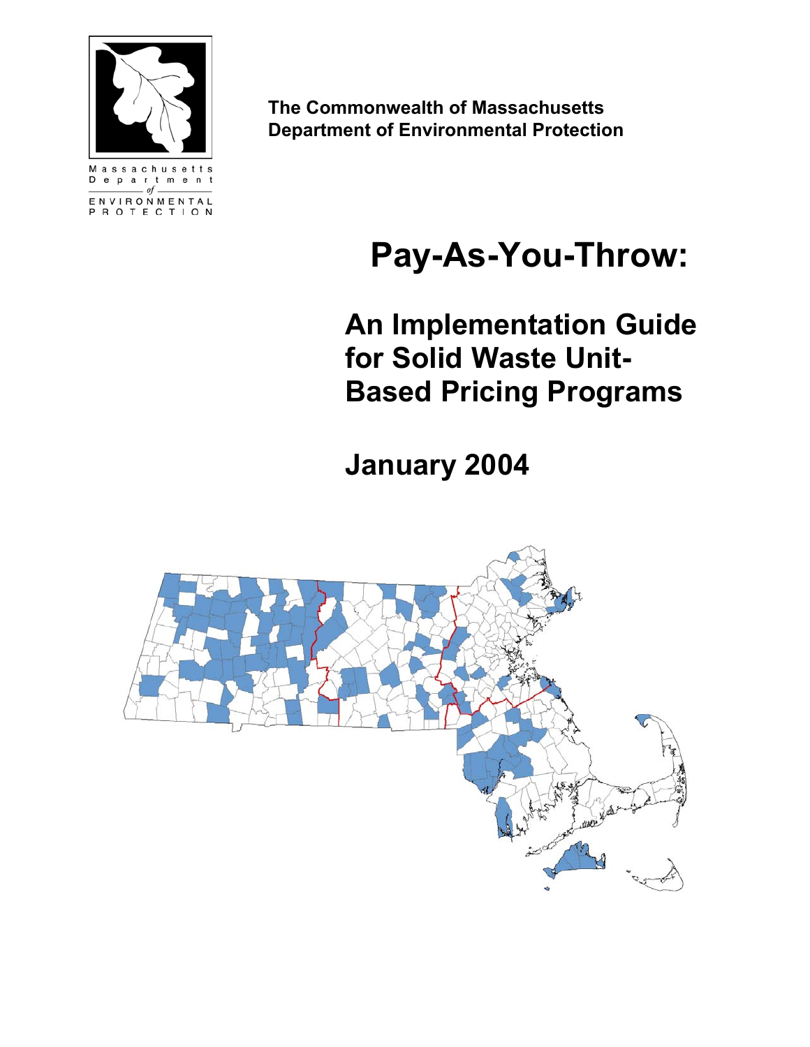Massachusetts Department of ENVIRONMENTAL PROTECTION

**The Commonwealth of Massachusetts**
**Department of Environmental Protection**

# Pay-As-You-Throw:

## An Implementation Guide for Solid Waste Unit-Based Pricing Programs

## January 2004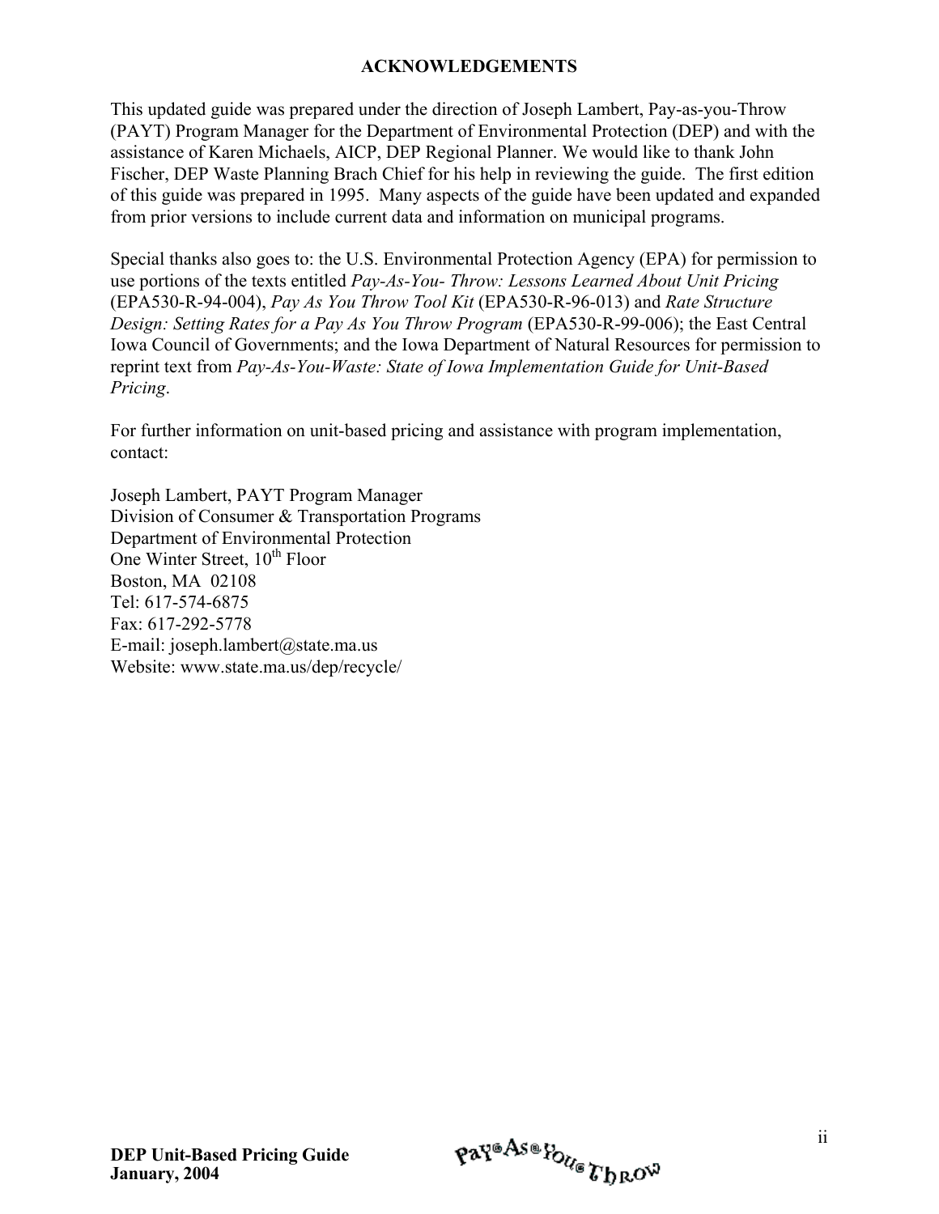## ACKNOWLEDGEMENTS

This updated guide was prepared under the direction of Joseph Lambert, Pay-as-you-Throw (PAYT) Program Manager for the Department of Environmental Protection (DEP) and with the assistance of Karen Michaels, AICP, DEP Regional Planner. We would like to thank John Fischer, DEP Waste Planning Brach Chief for his help in reviewing the guide. The first edition of this guide was prepared in 1995. Many aspects of the guide have been updated and expanded from prior versions to include current data and information on municipal programs.

Special thanks also goes to: the U.S. Environmental Protection Agency (EPA) for permission to use portions of the texts entitled *Pay-As-You- Throw: Lessons Learned About Unit Pricing* (EPA530-R-94-004), *Pay As You Throw Tool Kit* (EPA530-R-96-013) and *Rate Structure Design: Setting Rates for a Pay As You Throw Program* (EPA530-R-99-006); the East Central Iowa Council of Governments; and the Iowa Department of Natural Resources for permission to reprint text from *Pay-As-You-Waste: State of Iowa Implementation Guide for Unit-Based Pricing*.

For further information on unit-based pricing and assistance with program implementation, contact:

Joseph Lambert, PAYT Program Manager
Division of Consumer & Transportation Programs
Department of Environmental Protection
One Winter Street, 10th Floor
Boston, MA 02108
Tel: 617-574-6875
Fax: 617-292-5778
E-mail: joseph.lambert@state.ma.us
Website: www.state.ma.us/dep/recycle/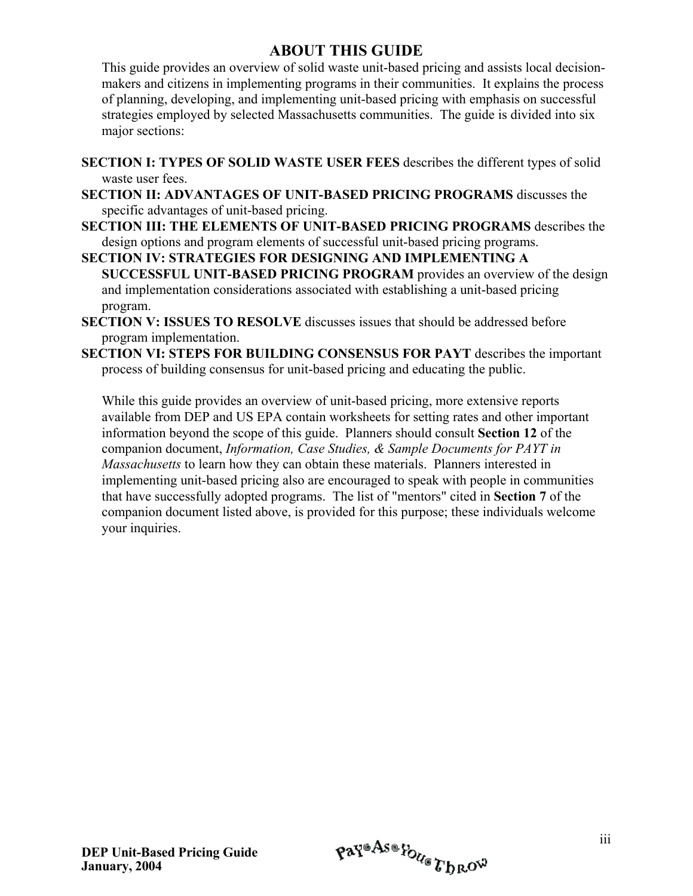# ABOUT THIS GUIDE

This guide provides an overview of solid waste unit-based pricing and assists local decision-makers and citizens in implementing programs in their communities. It explains the process of planning, developing, and implementing unit-based pricing with emphasis on successful strategies employed by selected Massachusetts communities. The guide is divided into six major sections:

**SECTION I: TYPES OF SOLID WASTE USER FEES** describes the different types of solid waste user fees.

**SECTION II: ADVANTAGES OF UNIT-BASED PRICING PROGRAMS** discusses the specific advantages of unit-based pricing.

**SECTION III: THE ELEMENTS OF UNIT-BASED PRICING PROGRAMS** describes the design options and program elements of successful unit-based pricing programs.

**SECTION IV: STRATEGIES FOR DESIGNING AND IMPLEMENTING A SUCCESSFUL UNIT-BASED PRICING PROGRAM** provides an overview of the design and implementation considerations associated with establishing a unit-based pricing program.

**SECTION V: ISSUES TO RESOLVE** discusses issues that should be addressed before program implementation.

**SECTION VI: STEPS FOR BUILDING CONSENSUS FOR PAYT** describes the important process of building consensus for unit-based pricing and educating the public.

While this guide provides an overview of unit-based pricing, more extensive reports available from DEP and US EPA contain worksheets for setting rates and other important information beyond the scope of this guide. Planners should consult **Section 12** of the companion document, *Information, Case Studies, & Sample Documents for PAYT in Massachusetts* to learn how they can obtain these materials. Planners interested in implementing unit-based pricing also are encouraged to speak with people in communities that have successfully adopted programs. The list of "mentors" cited in **Section 7** of the companion document listed above, is provided for this purpose; these individuals welcome your inquiries.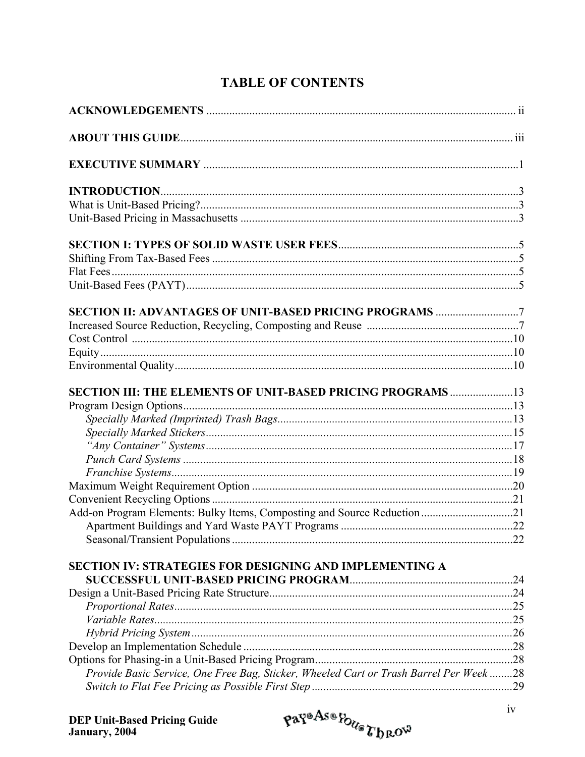# TABLE OF CONTENTS

**ACKNOWLEDGEMENTS** ............................................................................................................ ii

**ABOUT THIS GUIDE**.................................................................................................................... iii

**EXECUTIVE SUMMARY** .............................................................................................................1

**INTRODUCTION**............................................................................................................................3

What is Unit-Based Pricing?..............................................................................................................3

Unit-Based Pricing in Massachusetts .................................................................................................3

**SECTION I: TYPES OF SOLID WASTE USER FEES**...............................................................5

Shifting From Tax-Based Fees ...........................................................................................................5

Flat Fees..............................................................................................................................................5

Unit-Based Fees (PAYT)....................................................................................................................5

**SECTION II: ADVANTAGES OF UNIT-BASED PRICING PROGRAMS** .............................7

Increased Source Reduction, Recycling, Composting and Reuse .....................................................7

Cost Control .....................................................................................................................................10

Equity................................................................................................................................................10

Environmental Quality......................................................................................................................10

**SECTION III: THE ELEMENTS OF UNIT-BASED PRICING PROGRAMS** ......................13

Program Design Options...................................................................................................................13

- *Specially Marked (Imprinted) Trash Bags*..................................................................................13
- *Specially Marked Stickers*...........................................................................................................15
- *"Any Container" Systems*...........................................................................................................17
- *Punch Card Systems* ...................................................................................................................18
- *Franchise Systems*.......................................................................................................................19

Maximum Weight Requirement Option ...........................................................................................20

Convenient Recycling Options .........................................................................................................21

Add-on Program Elements: Bulky Items, Composting and Source Reduction ................................21

- Apartment Buildings and Yard Waste PAYT Programs ............................................................22
- Seasonal/Transient Populations ..................................................................................................22

**SECTION IV: STRATEGIES FOR DESIGNING AND IMPLEMENTING A SUCCESSFUL UNIT-BASED PRICING PROGRAM**.........................................................24

Design a Unit-Based Pricing Rate Structure.....................................................................................24

- *Proportional Rates*......................................................................................................................25
- *Variable Rates*.............................................................................................................................25
- *Hybrid Pricing System* ................................................................................................................26

Develop an Implementation Schedule ..............................................................................................28

Options for Phasing-in a Unit-Based Pricing Program.....................................................................28

- *Provide Basic Service, One Free Bag, Sticker, Wheeled Cart or Trash Barrel Per Week* ........28
- *Switch to Flat Fee Pricing as Possible First Step* ......................................................................29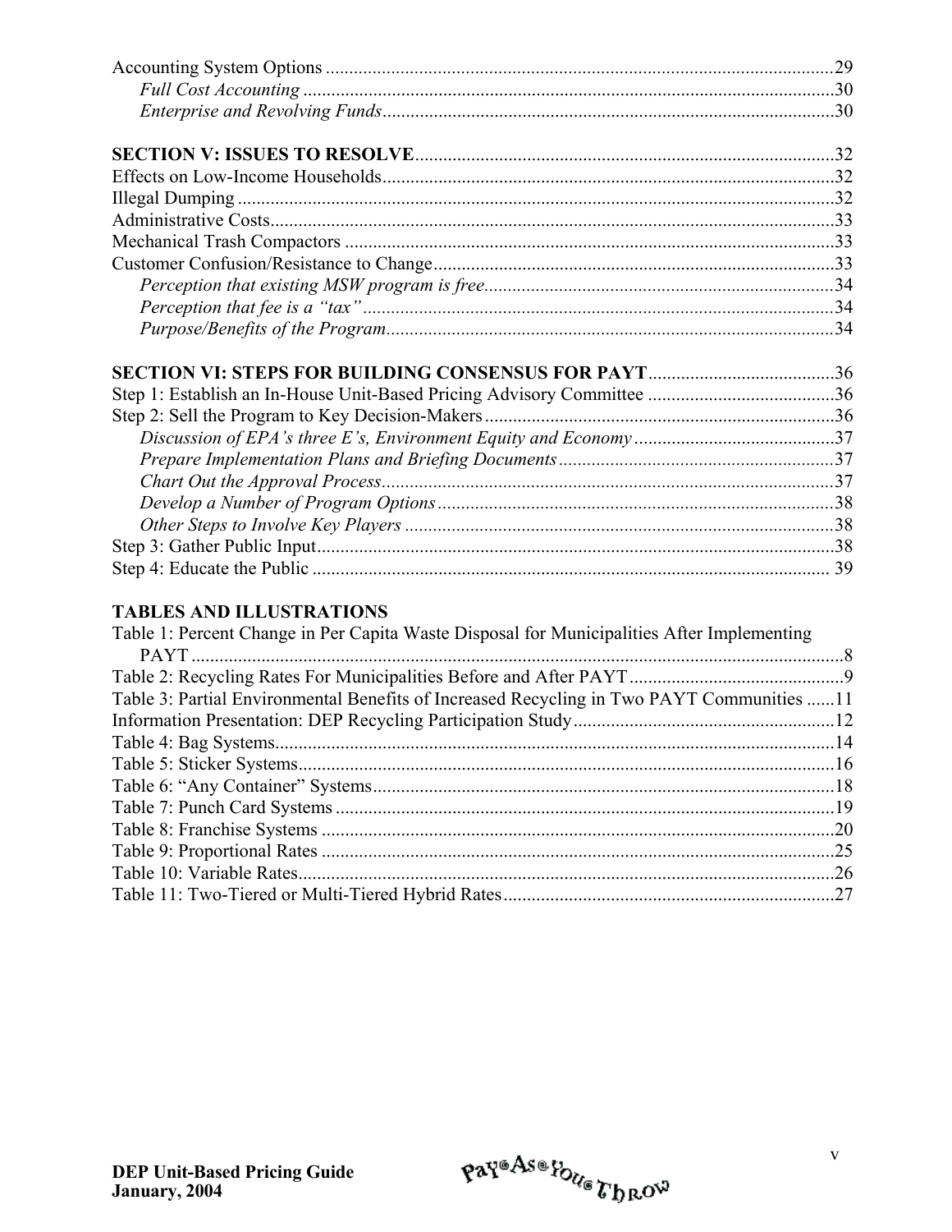Accounting System Options ....................................................................................................29

*Full Cost Accounting* ....................................................................................................30

*Enterprise and Revolving Funds*....................................................................................30

**SECTION V: ISSUES TO RESOLVE**..............................................................................32

Effects on Low-Income Households..................................................................................32

Illegal Dumping ...................................................................................................................32

Administrative Costs............................................................................................................33

Mechanical Trash Compactors ...........................................................................................33

Customer Confusion/Resistance to Change........................................................................33

*Perception that existing MSW program is free*.............................................................34

*Perception that fee is a "tax"*.........................................................................................34

*Purpose/Benefits of the Program*....................................................................................34

**SECTION VI: STEPS FOR BUILDING CONSENSUS FOR PAYT**..............................36

Step 1: Establish an In-House Unit-Based Pricing Advisory Committee ..........................36

Step 2: Sell the Program to Key Decision-Makers.............................................................36

*Discussion of EPA's three E's, Environment Equity and Economy*................................37

*Prepare Implementation Plans and Briefing Documents*................................................37

*Chart Out the Approval Process*......................................................................................37

*Develop a Number of Program Options*..........................................................................38

*Other Steps to Involve Key Players* ................................................................................38

Step 3: Gather Public Input..................................................................................................38

Step 4: Educate the Public .................................................................................................. 39

**TABLES AND ILLUSTRATIONS**

Table 1: Percent Change in Per Capita Waste Disposal for Municipalities After Implementing PAYT ...........................................................................................................................8

Table 2: Recycling Rates For Municipalities Before and After PAYT..................................9

Table 3: Partial Environmental Benefits of Increased Recycling in Two PAYT Communities ......11

Information Presentation: DEP Recycling Participation Study...........................................12

Table 4: Bag Systems...........................................................................................................14

Table 5: Sticker Systems......................................................................................................16

Table 6: "Any Container" Systems......................................................................................18

Table 7: Punch Card Systems .............................................................................................19

Table 8: Franchise Systems ................................................................................................20

Table 9: Proportional Rates ................................................................................................25

Table 10: Variable Rates......................................................................................................26

Table 11: Two-Tiered or Multi-Tiered Hybrid Rates..........................................................27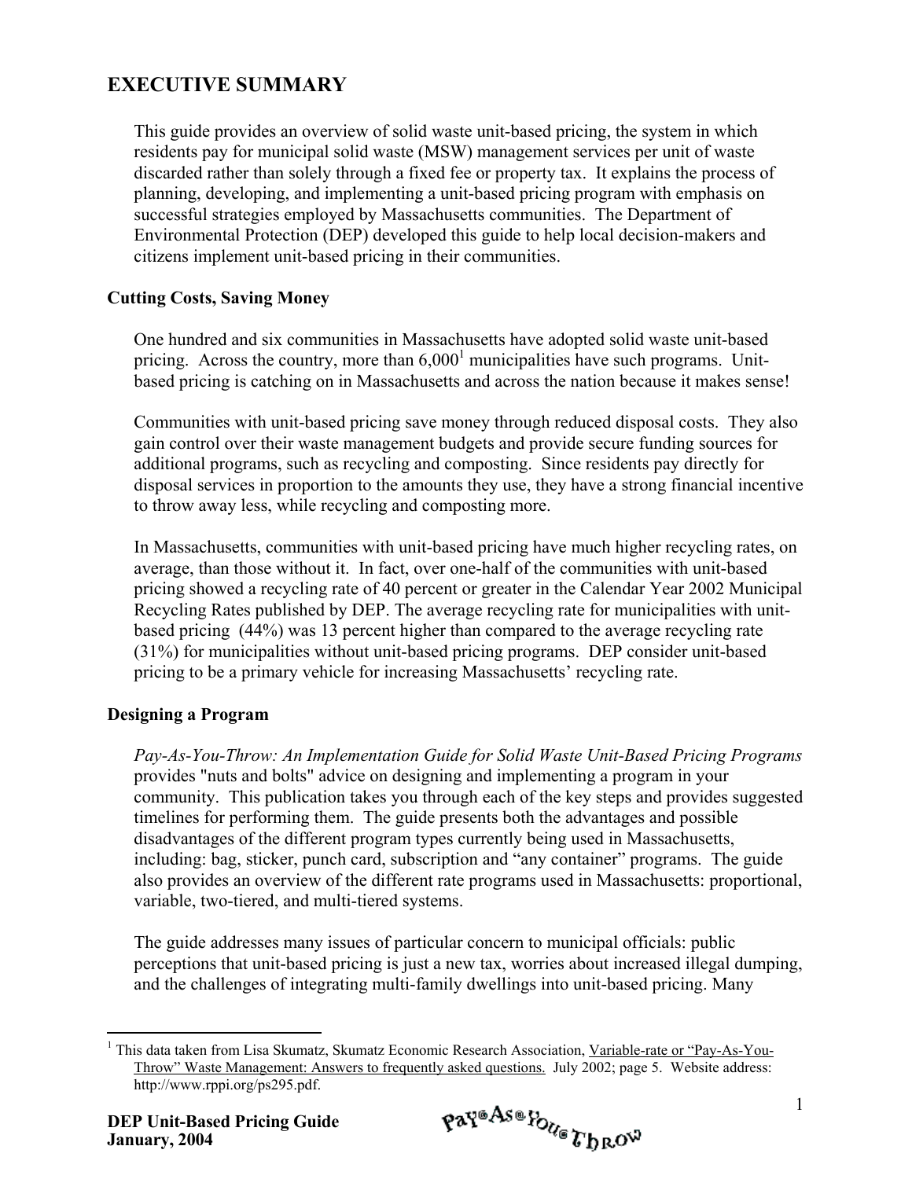# EXECUTIVE SUMMARY

This guide provides an overview of solid waste unit-based pricing, the system in which residents pay for municipal solid waste (MSW) management services per unit of waste discarded rather than solely through a fixed fee or property tax. It explains the process of planning, developing, and implementing a unit-based pricing program with emphasis on successful strategies employed by Massachusetts communities. The Department of Environmental Protection (DEP) developed this guide to help local decision-makers and citizens implement unit-based pricing in their communities.

### Cutting Costs, Saving Money

One hundred and six communities in Massachusetts have adopted solid waste unit-based pricing. Across the country, more than 6,000[1] municipalities have such programs. Unit-based pricing is catching on in Massachusetts and across the nation because it makes sense!

Communities with unit-based pricing save money through reduced disposal costs. They also gain control over their waste management budgets and provide secure funding sources for additional programs, such as recycling and composting. Since residents pay directly for disposal services in proportion to the amounts they use, they have a strong financial incentive to throw away less, while recycling and composting more.

In Massachusetts, communities with unit-based pricing have much higher recycling rates, on average, than those without it. In fact, over one-half of the communities with unit-based pricing showed a recycling rate of 40 percent or greater in the Calendar Year 2002 Municipal Recycling Rates published by DEP. The average recycling rate for municipalities with unit-based pricing (44%) was 13 percent higher than compared to the average recycling rate (31%) for municipalities without unit-based pricing programs. DEP consider unit-based pricing to be a primary vehicle for increasing Massachusetts' recycling rate.

### Designing a Program

*Pay-As-You-Throw: An Implementation Guide for Solid Waste Unit-Based Pricing Programs* provides "nuts and bolts" advice on designing and implementing a program in your community. This publication takes you through each of the key steps and provides suggested timelines for performing them. The guide presents both the advantages and possible disadvantages of the different program types currently being used in Massachusetts, including: bag, sticker, punch card, subscription and "any container" programs. The guide also provides an overview of the different rate programs used in Massachusetts: proportional, variable, two-tiered, and multi-tiered systems.

The guide addresses many issues of particular concern to municipal officials: public perceptions that unit-based pricing is just a new tax, worries about increased illegal dumping, and the challenges of integrating multi-family dwellings into unit-based pricing. Many

---

[1] This data taken from Lisa Skumatz, Skumatz Economic Research Association, Variable-rate or "Pay-As-You-Throw" Waste Management: Answers to frequently asked questions. July 2002; page 5. Website address: http://www.rppi.org/ps295.pdf.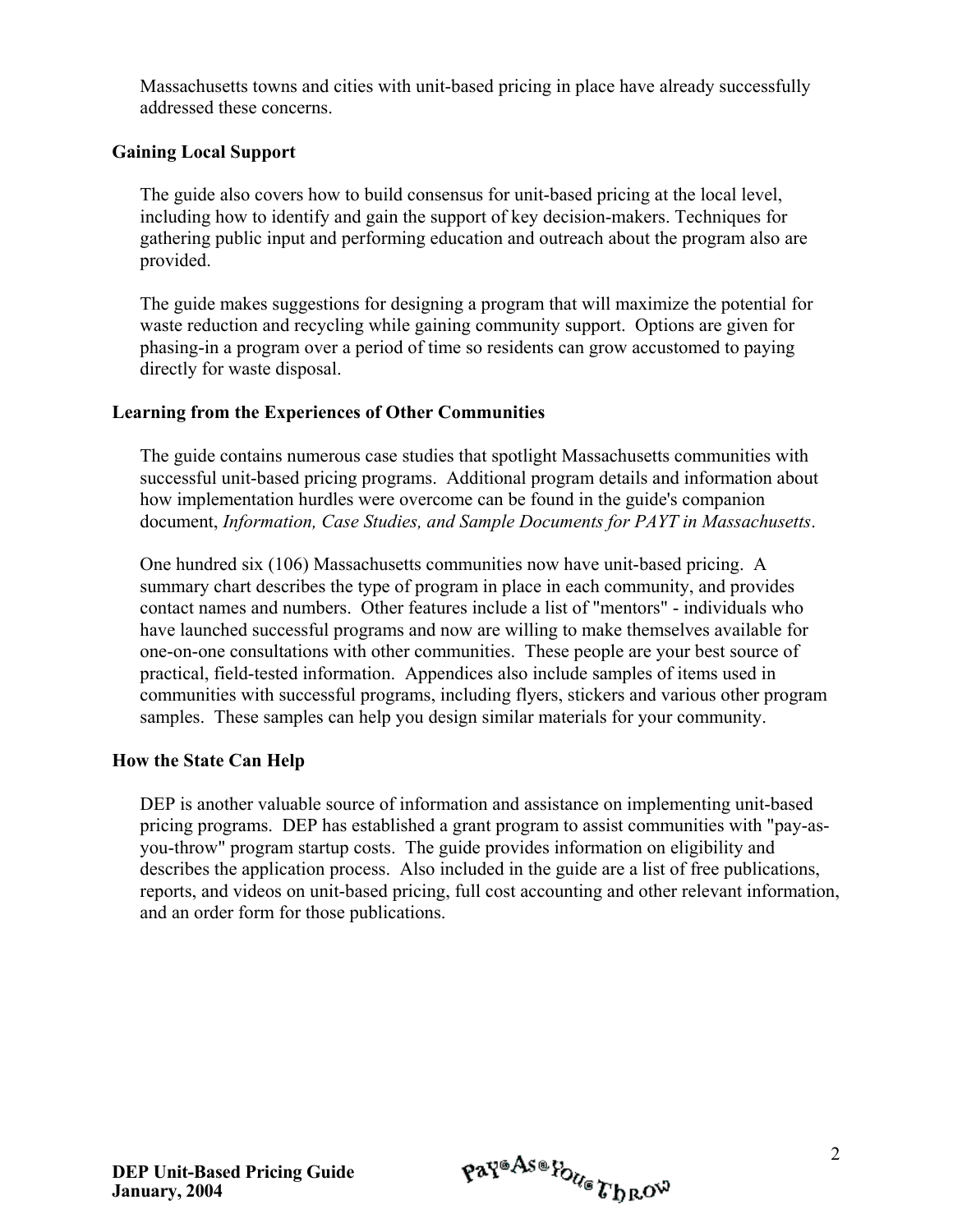Massachusetts towns and cities with unit-based pricing in place have already successfully addressed these concerns.

### Gaining Local Support

The guide also covers how to build consensus for unit-based pricing at the local level, including how to identify and gain the support of key decision-makers. Techniques for gathering public input and performing education and outreach about the program also are provided.

The guide makes suggestions for designing a program that will maximize the potential for waste reduction and recycling while gaining community support. Options are given for phasing-in a program over a period of time so residents can grow accustomed to paying directly for waste disposal.

### Learning from the Experiences of Other Communities

The guide contains numerous case studies that spotlight Massachusetts communities with successful unit-based pricing programs. Additional program details and information about how implementation hurdles were overcome can be found in the guide's companion document, *Information, Case Studies, and Sample Documents for PAYT in Massachusetts*.

One hundred six (106) Massachusetts communities now have unit-based pricing. A summary chart describes the type of program in place in each community, and provides contact names and numbers. Other features include a list of "mentors" - individuals who have launched successful programs and now are willing to make themselves available for one-on-one consultations with other communities. These people are your best source of practical, field-tested information. Appendices also include samples of items used in communities with successful programs, including flyers, stickers and various other program samples. These samples can help you design similar materials for your community.

### How the State Can Help

DEP is another valuable source of information and assistance on implementing unit-based pricing programs. DEP has established a grant program to assist communities with "pay-as-you-throw" program startup costs. The guide provides information on eligibility and describes the application process. Also included in the guide are a list of free publications, reports, and videos on unit-based pricing, full cost accounting and other relevant information, and an order form for those publications.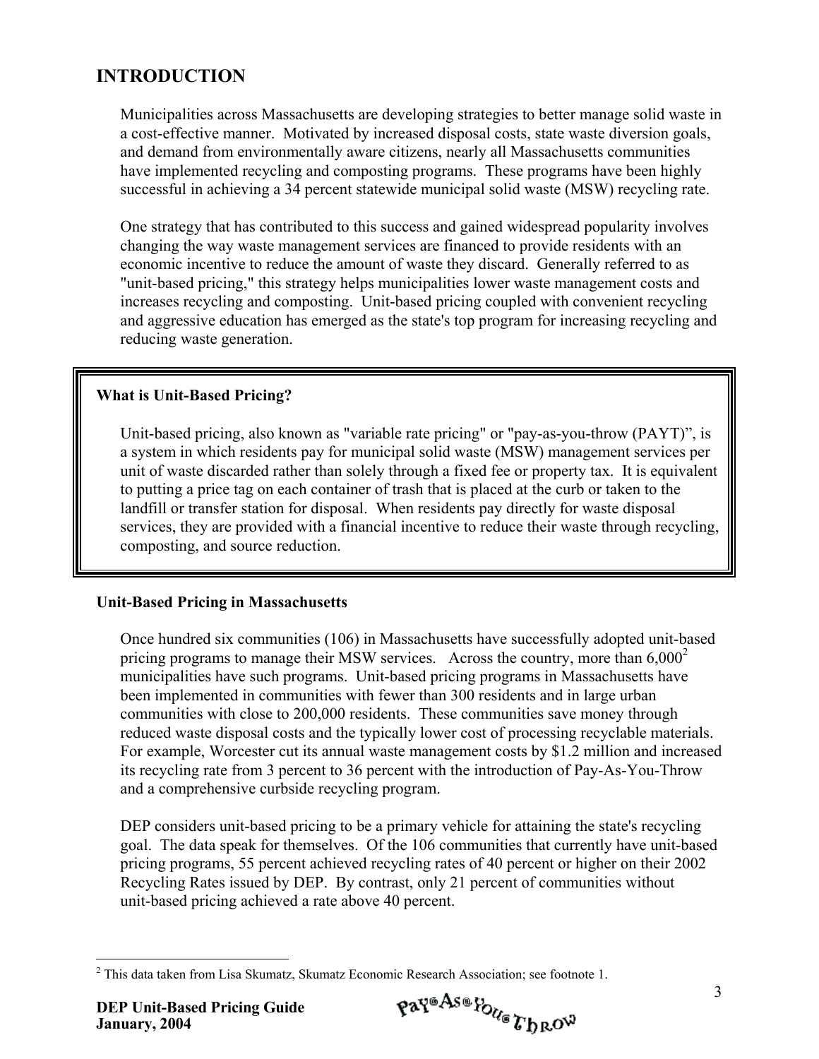# INTRODUCTION

Municipalities across Massachusetts are developing strategies to better manage solid waste in a cost-effective manner. Motivated by increased disposal costs, state waste diversion goals, and demand from environmentally aware citizens, nearly all Massachusetts communities have implemented recycling and composting programs. These programs have been highly successful in achieving a 34 percent statewide municipal solid waste (MSW) recycling rate.

One strategy that has contributed to this success and gained widespread popularity involves changing the way waste management services are financed to provide residents with an economic incentive to reduce the amount of waste they discard. Generally referred to as "unit-based pricing," this strategy helps municipalities lower waste management costs and increases recycling and composting. Unit-based pricing coupled with convenient recycling and aggressive education has emerged as the state's top program for increasing recycling and reducing waste generation.

**What is Unit-Based Pricing?**

Unit-based pricing, also known as "variable rate pricing" or "pay-as-you-throw (PAYT)", is a system in which residents pay for municipal solid waste (MSW) management services per unit of waste discarded rather than solely through a fixed fee or property tax. It is equivalent to putting a price tag on each container of trash that is placed at the curb or taken to the landfill or transfer station for disposal. When residents pay directly for waste disposal services, they are provided with a financial incentive to reduce their waste through recycling, composting, and source reduction.

### Unit-Based Pricing in Massachusetts

Once hundred six communities (106) in Massachusetts have successfully adopted unit-based pricing programs to manage their MSW services. Across the country, more than 6,000[2] municipalities have such programs. Unit-based pricing programs in Massachusetts have been implemented in communities with fewer than 300 residents and in large urban communities with close to 200,000 residents. These communities save money through reduced waste disposal costs and the typically lower cost of processing recyclable materials. For example, Worcester cut its annual waste management costs by $1.2 million and increased its recycling rate from 3 percent to 36 percent with the introduction of Pay-As-You-Throw and a comprehensive curbside recycling program.

DEP considers unit-based pricing to be a primary vehicle for attaining the state's recycling goal. The data speak for themselves. Of the 106 communities that currently have unit-based pricing programs, 55 percent achieved recycling rates of 40 percent or higher on their 2002 Recycling Rates issued by DEP. By contrast, only 21 percent of communities without unit-based pricing achieved a rate above 40 percent.

[2] This data taken from Lisa Skumatz, Skumatz Economic Research Association; see footnote 1.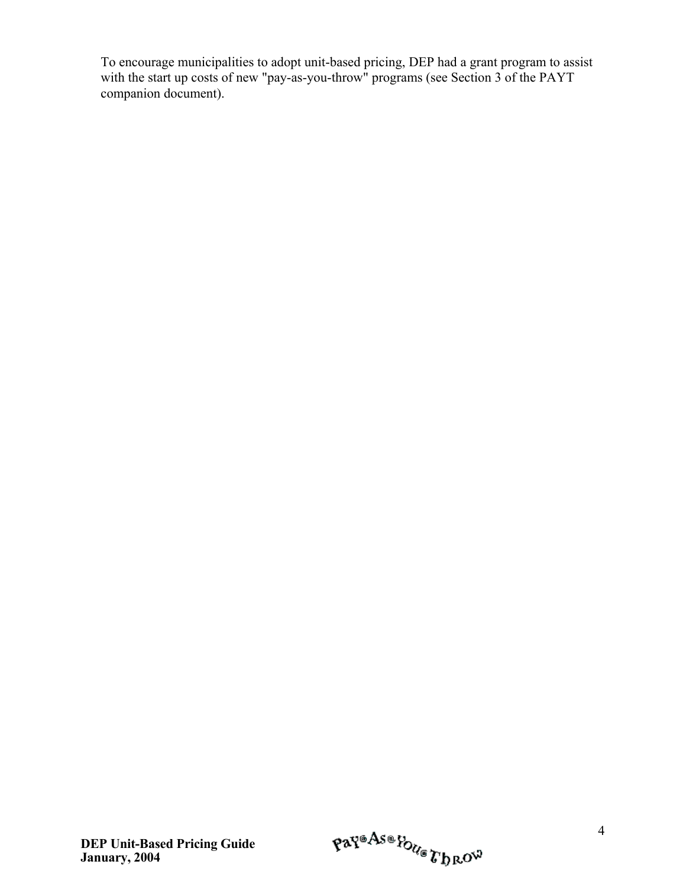To encourage municipalities to adopt unit-based pricing, DEP had a grant program to assist with the start up costs of new "pay-as-you-throw" programs (see Section 3 of the PAYT companion document).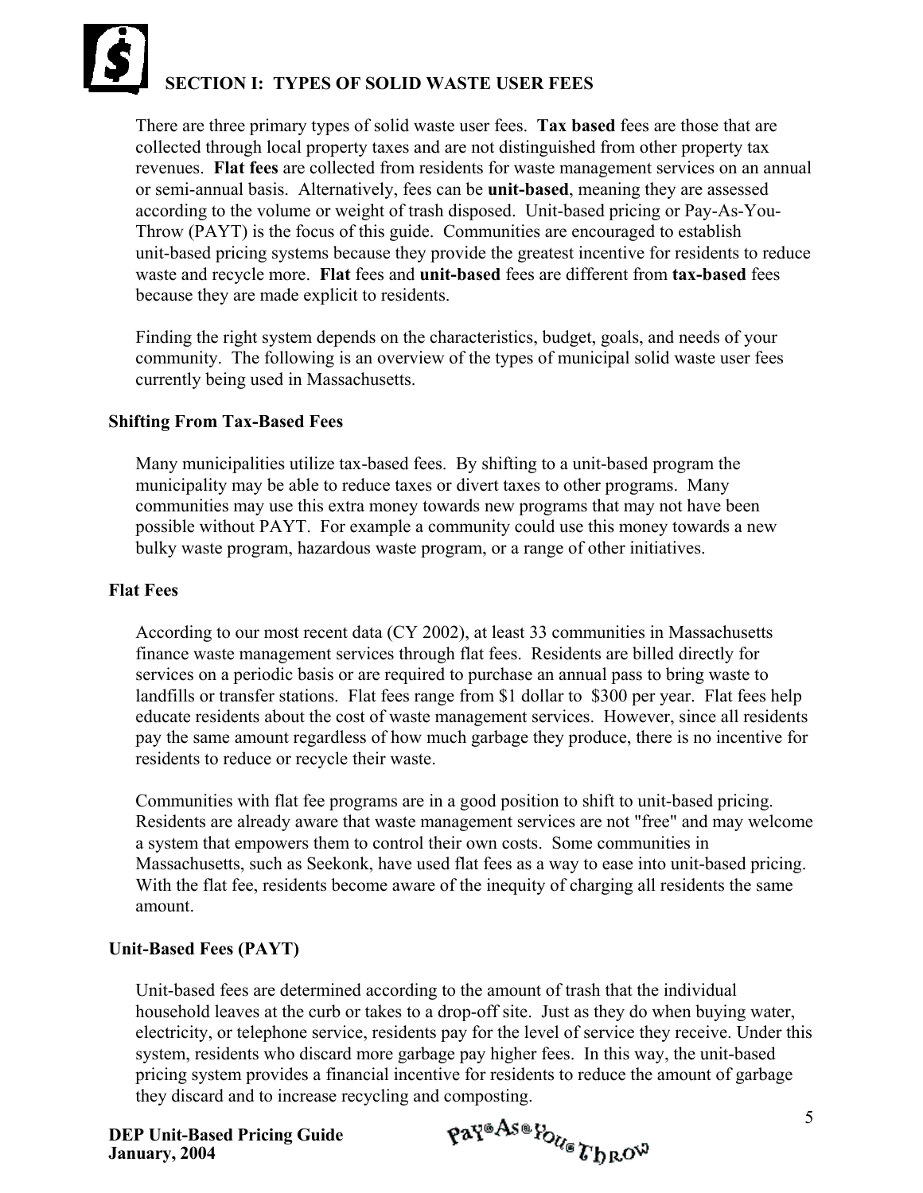## SECTION I: TYPES OF SOLID WASTE USER FEES

There are three primary types of solid waste user fees. **Tax based** fees are those that are collected through local property taxes and are not distinguished from other property tax revenues. **Flat fees** are collected from residents for waste management services on an annual or semi-annual basis. Alternatively, fees can be **unit-based**, meaning they are assessed according to the volume or weight of trash disposed. Unit-based pricing or Pay-As-You-Throw (PAYT) is the focus of this guide. Communities are encouraged to establish unit-based pricing systems because they provide the greatest incentive for residents to reduce waste and recycle more. **Flat** fees and **unit-based** fees are different from **tax-based** fees because they are made explicit to residents.

Finding the right system depends on the characteristics, budget, goals, and needs of your community. The following is an overview of the types of municipal solid waste user fees currently being used in Massachusetts.

### Shifting From Tax-Based Fees

Many municipalities utilize tax-based fees. By shifting to a unit-based program the municipality may be able to reduce taxes or divert taxes to other programs. Many communities may use this extra money towards new programs that may not have been possible without PAYT. For example a community could use this money towards a new bulky waste program, hazardous waste program, or a range of other initiatives.

### Flat Fees

According to our most recent data (CY 2002), at least 33 communities in Massachusetts finance waste management services through flat fees. Residents are billed directly for services on a periodic basis or are required to purchase an annual pass to bring waste to landfills or transfer stations. Flat fees range from $1 dollar to $300 per year. Flat fees help educate residents about the cost of waste management services. However, since all residents pay the same amount regardless of how much garbage they produce, there is no incentive for residents to reduce or recycle their waste.

Communities with flat fee programs are in a good position to shift to unit-based pricing. Residents are already aware that waste management services are not "free" and may welcome a system that empowers them to control their own costs. Some communities in Massachusetts, such as Seekonk, have used flat fees as a way to ease into unit-based pricing. With the flat fee, residents become aware of the inequity of charging all residents the same amount.

### Unit-Based Fees (PAYT)

Unit-based fees are determined according to the amount of trash that the individual household leaves at the curb or takes to a drop-off site. Just as they do when buying water, electricity, or telephone service, residents pay for the level of service they receive. Under this system, residents who discard more garbage pay higher fees. In this way, the unit-based pricing system provides a financial incentive for residents to reduce the amount of garbage they discard and to increase recycling and composting.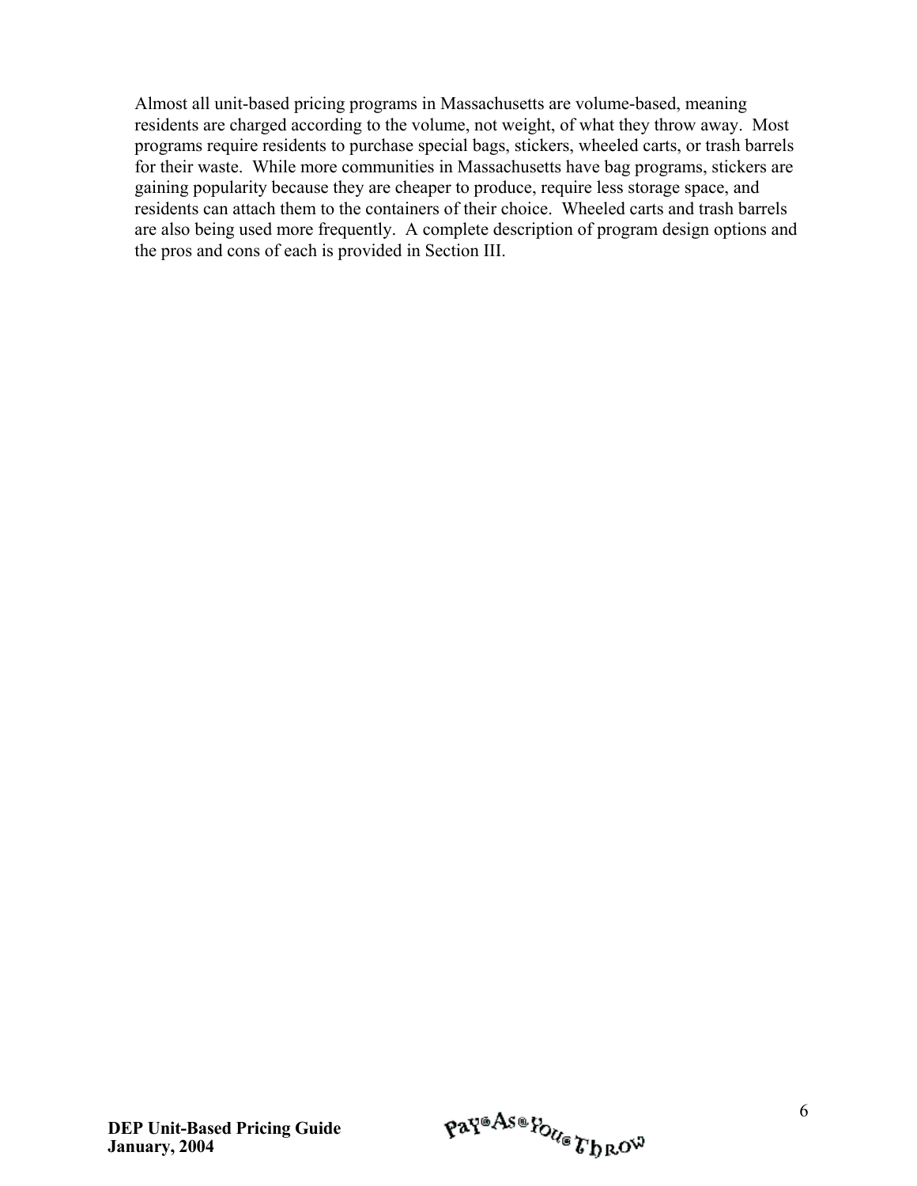Almost all unit-based pricing programs in Massachusetts are volume-based, meaning residents are charged according to the volume, not weight, of what they throw away. Most programs require residents to purchase special bags, stickers, wheeled carts, or trash barrels for their waste. While more communities in Massachusetts have bag programs, stickers are gaining popularity because they are cheaper to produce, require less storage space, and residents can attach them to the containers of their choice. Wheeled carts and trash barrels are also being used more frequently. A complete description of program design options and the pros and cons of each is provided in Section III.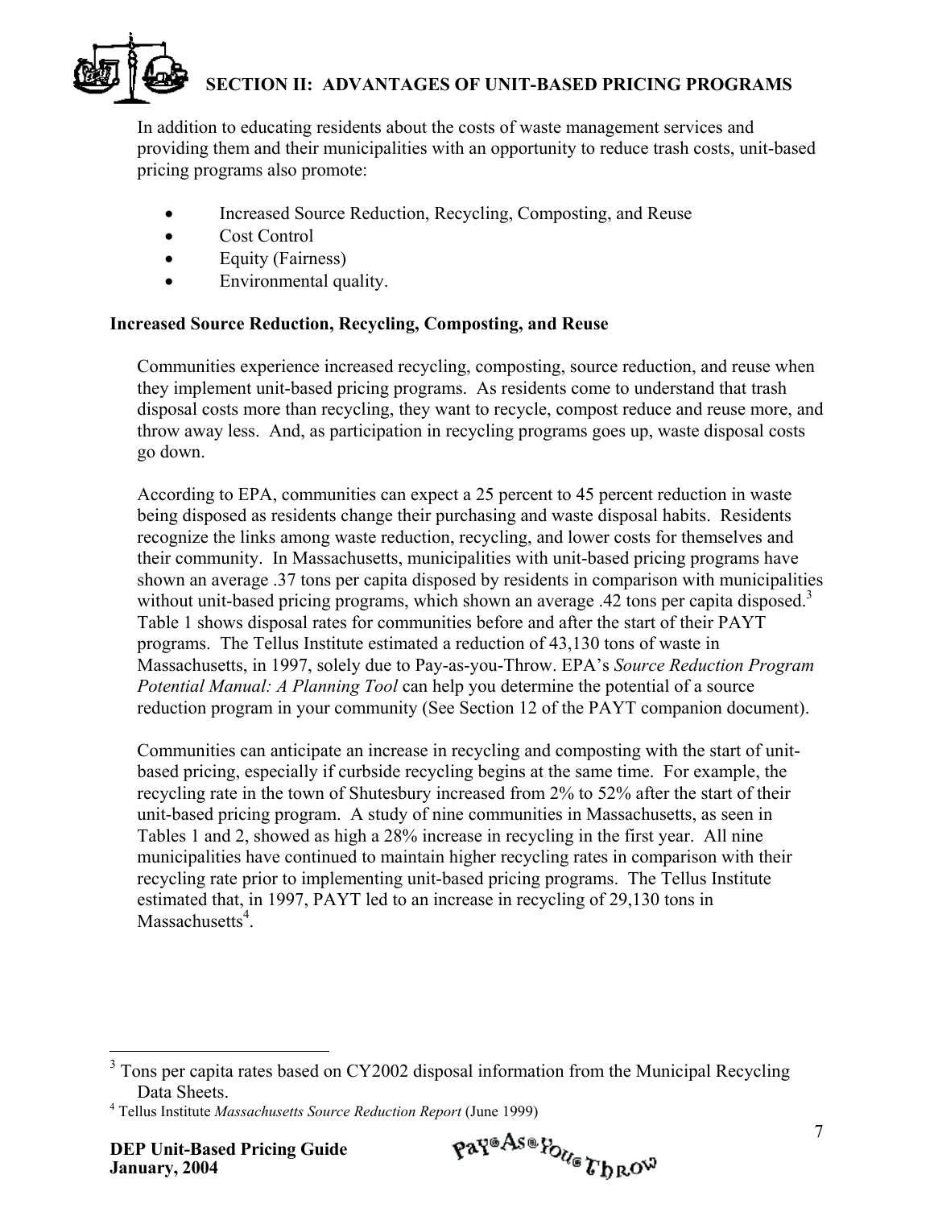## SECTION II: ADVANTAGES OF UNIT-BASED PRICING PROGRAMS

In addition to educating residents about the costs of waste management services and providing them and their municipalities with an opportunity to reduce trash costs, unit-based pricing programs also promote:

- Increased Source Reduction, Recycling, Composting, and Reuse
- Cost Control
- Equity (Fairness)
- Environmental quality.

### Increased Source Reduction, Recycling, Composting, and Reuse

Communities experience increased recycling, composting, source reduction, and reuse when they implement unit-based pricing programs. As residents come to understand that trash disposal costs more than recycling, they want to recycle, compost reduce and reuse more, and throw away less. And, as participation in recycling programs goes up, waste disposal costs go down.

According to EPA, communities can expect a 25 percent to 45 percent reduction in waste being disposed as residents change their purchasing and waste disposal habits. Residents recognize the links among waste reduction, recycling, and lower costs for themselves and their community. In Massachusetts, municipalities with unit-based pricing programs have shown an average .37 tons per capita disposed by residents in comparison with municipalities without unit-based pricing programs, which shown an average .42 tons per capita disposed.[3] Table 1 shows disposal rates for communities before and after the start of their PAYT programs. The Tellus Institute estimated a reduction of 43,130 tons of waste in Massachusetts, in 1997, solely due to Pay-as-you-Throw. EPA's *Source Reduction Program Potential Manual: A Planning Tool* can help you determine the potential of a source reduction program in your community (See Section 12 of the PAYT companion document).

Communities can anticipate an increase in recycling and composting with the start of unit-based pricing, especially if curbside recycling begins at the same time. For example, the recycling rate in the town of Shutesbury increased from 2% to 52% after the start of their unit-based pricing program. A study of nine communities in Massachusetts, as seen in Tables 1 and 2, showed as high a 28% increase in recycling in the first year. All nine municipalities have continued to maintain higher recycling rates in comparison with their recycling rate prior to implementing unit-based pricing programs. The Tellus Institute estimated that, in 1997, PAYT led to an increase in recycling of 29,130 tons in Massachusetts[4].

---

[3] Tons per capita rates based on CY2002 disposal information from the Municipal Recycling Data Sheets.

[4] Tellus Institute *Massachusetts Source Reduction Report* (June 1999)

**DEP Unit-Based Pricing Guide**
**January, 2004**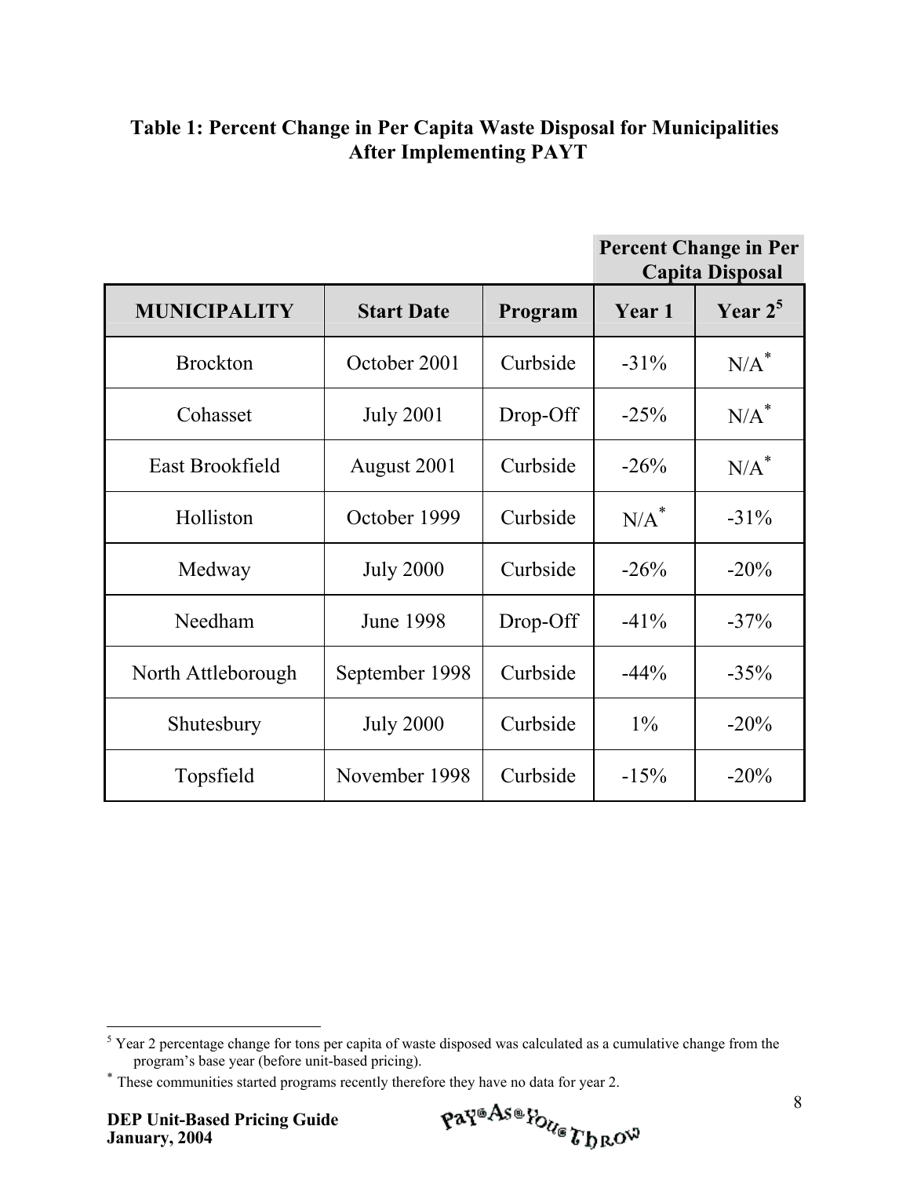**Table 1: Percent Change in Per Capita Waste Disposal for Municipalities After Implementing PAYT**

| | | | Percent Change in Per Capita Disposal | |
|---|---|---|---|---|
| **MUNICIPALITY** | **Start Date** | **Program** | **Year 1** | **Year 2[5]** |
| Brockton | October 2001 | Curbside | -31% | N/A* |
| Cohasset | July 2001 | Drop-Off | -25% | N/A* |
| East Brookfield | August 2001 | Curbside | -26% | N/A* |
| Holliston | October 1999 | Curbside | N/A* | -31% |
| Medway | July 2000 | Curbside | -26% | -20% |
| Needham | June 1998 | Drop-Off | -41% | -37% |
| North Attleborough | September 1998 | Curbside | -44% | -35% |
| Shutesbury | July 2000 | Curbside | 1% | -20% |
| Topsfield | November 1998 | Curbside | -15% | -20% |

[5] Year 2 percentage change for tons per capita of waste disposed was calculated as a cumulative change from the program's base year (before unit-based pricing).

* These communities started programs recently therefore they have no data for year 2.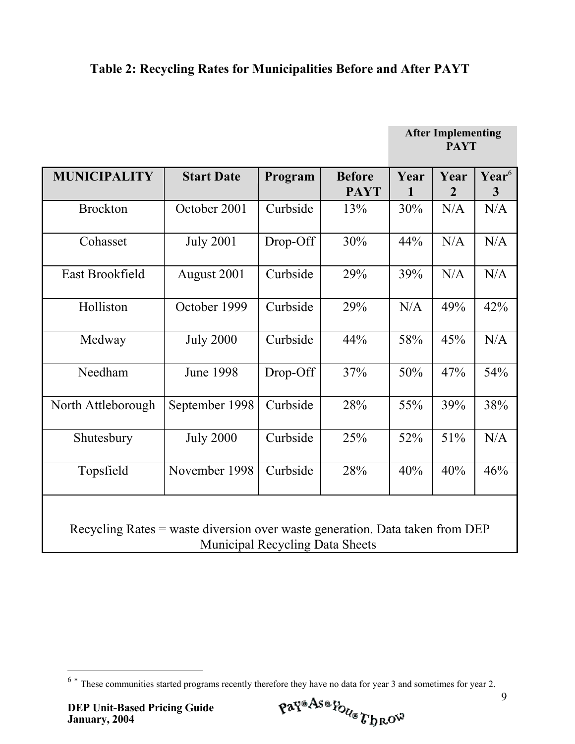### Table 2: Recycling Rates for Municipalities Before and After PAYT

| | | | | After Implementing PAYT | | |
|---|---|---|---|---|---|---|
| **MUNICIPALITY** | **Start Date** | **Program** | **Before PAYT** | **Year 1** | **Year 2** | **Year[6] 3** |
| Brockton | October 2001 | Curbside | 13% | 30% | N/A | N/A |
| Cohasset | July 2001 | Drop-Off | 30% | 44% | N/A | N/A |
| East Brookfield | August 2001 | Curbside | 29% | 39% | N/A | N/A |
| Holliston | October 1999 | Curbside | 29% | N/A | 49% | 42% |
| Medway | July 2000 | Curbside | 44% | 58% | 45% | N/A |
| Needham | June 1998 | Drop-Off | 37% | 50% | 47% | 54% |
| North Attleborough | September 1998 | Curbside | 28% | 55% | 39% | 38% |
| Shutesbury | July 2000 | Curbside | 25% | 52% | 51% | N/A |
| Topsfield | November 1998 | Curbside | 28% | 40% | 40% | 46% |

Recycling Rates = waste diversion over waste generation. Data taken from DEP Municipal Recycling Data Sheets

[6] * These communities started programs recently therefore they have no data for year 3 and sometimes for year 2.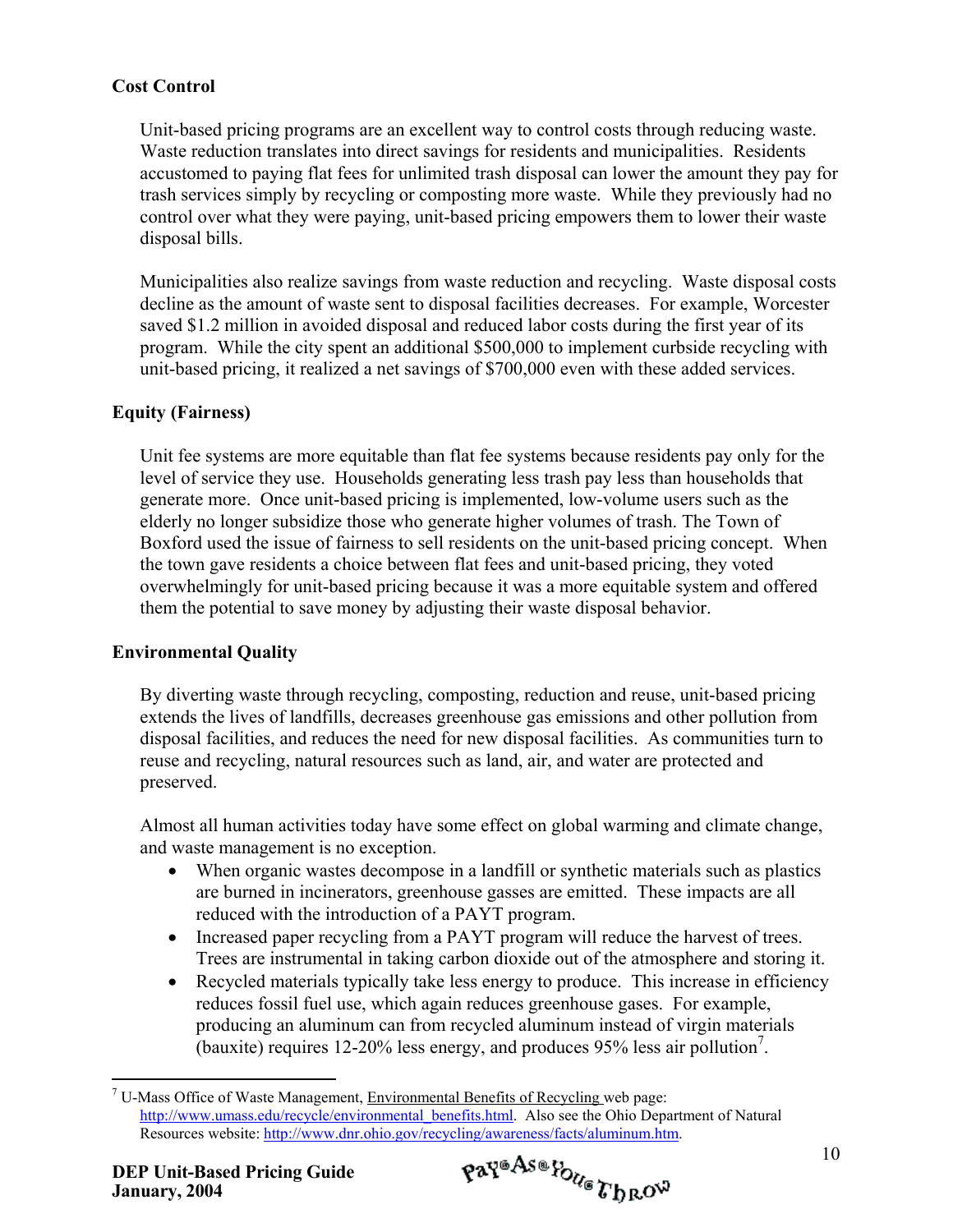**Cost Control**

Unit-based pricing programs are an excellent way to control costs through reducing waste. Waste reduction translates into direct savings for residents and municipalities. Residents accustomed to paying flat fees for unlimited trash disposal can lower the amount they pay for trash services simply by recycling or composting more waste. While they previously had no control over what they were paying, unit-based pricing empowers them to lower their waste disposal bills.

Municipalities also realize savings from waste reduction and recycling. Waste disposal costs decline as the amount of waste sent to disposal facilities decreases. For example, Worcester saved $1.2 million in avoided disposal and reduced labor costs during the first year of its program. While the city spent an additional $500,000 to implement curbside recycling with unit-based pricing, it realized a net savings of $700,000 even with these added services.

**Equity (Fairness)**

Unit fee systems are more equitable than flat fee systems because residents pay only for the level of service they use. Households generating less trash pay less than households that generate more. Once unit-based pricing is implemented, low-volume users such as the elderly no longer subsidize those who generate higher volumes of trash. The Town of Boxford used the issue of fairness to sell residents on the unit-based pricing concept. When the town gave residents a choice between flat fees and unit-based pricing, they voted overwhelmingly for unit-based pricing because it was a more equitable system and offered them the potential to save money by adjusting their waste disposal behavior.

**Environmental Quality**

By diverting waste through recycling, composting, reduction and reuse, unit-based pricing extends the lives of landfills, decreases greenhouse gas emissions and other pollution from disposal facilities, and reduces the need for new disposal facilities. As communities turn to reuse and recycling, natural resources such as land, air, and water are protected and preserved.

Almost all human activities today have some effect on global warming and climate change, and waste management is no exception.

- When organic wastes decompose in a landfill or synthetic materials such as plastics are burned in incinerators, greenhouse gasses are emitted. These impacts are all reduced with the introduction of a PAYT program.
- Increased paper recycling from a PAYT program will reduce the harvest of trees. Trees are instrumental in taking carbon dioxide out of the atmosphere and storing it.
- Recycled materials typically take less energy to produce. This increase in efficiency reduces fossil fuel use, which again reduces greenhouse gases. For example, producing an aluminum can from recycled aluminum instead of virgin materials (bauxite) requires 12-20% less energy, and produces 95% less air pollution[7].

---

[7] U-Mass Office of Waste Management, Environmental Benefits of Recycling web page: http://www.umass.edu/recycle/environmental_benefits.html. Also see the Ohio Department of Natural Resources website: http://www.dnr.ohio.gov/recycling/awareness/facts/aluminum.htm.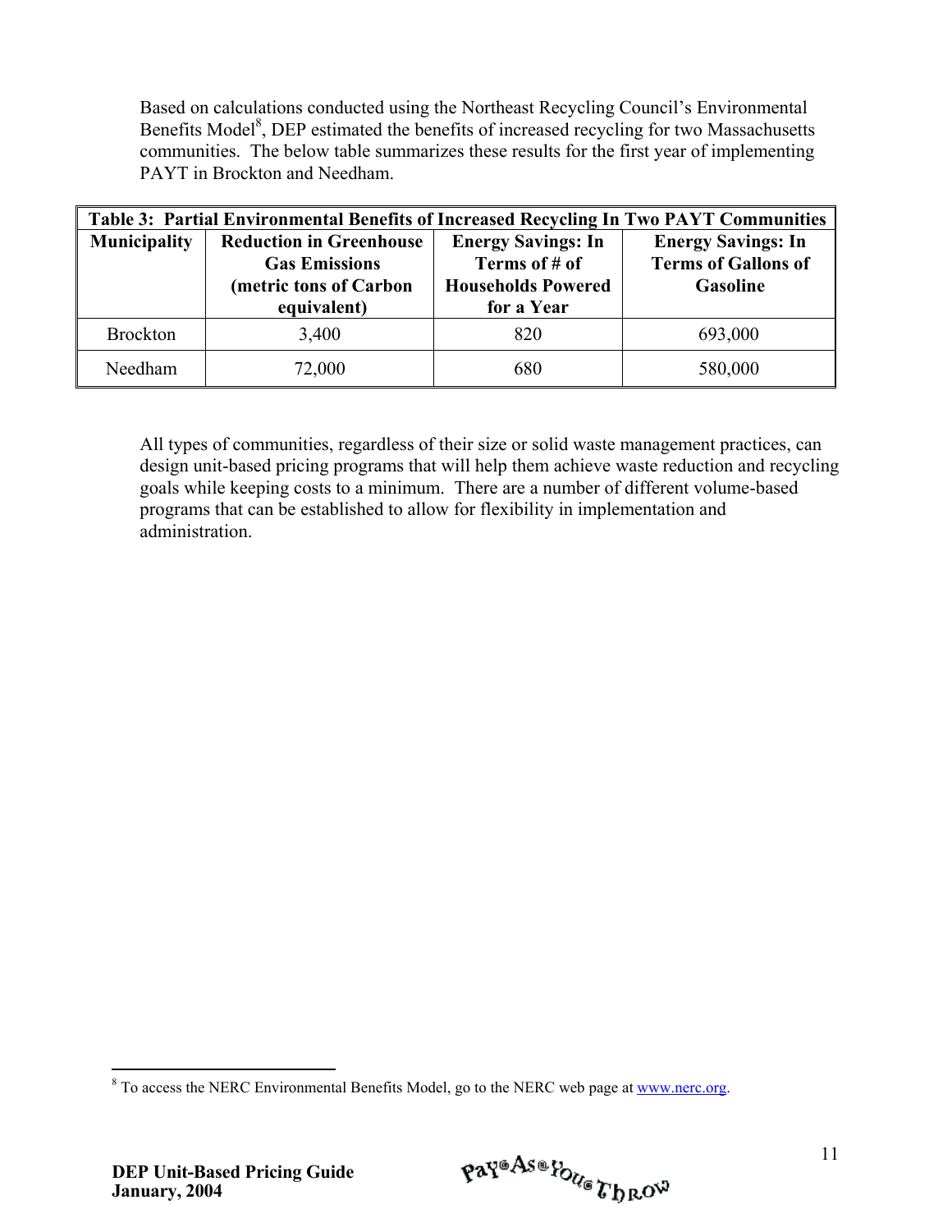Based on calculations conducted using the Northeast Recycling Council's Environmental Benefits Model[8], DEP estimated the benefits of increased recycling for two Massachusetts communities. The below table summarizes these results for the first year of implementing PAYT in Brockton and Needham.

**Table 3: Partial Environmental Benefits of Increased Recycling In Two PAYT Communities**

| Municipality | Reduction in Greenhouse Gas Emissions (metric tons of Carbon equivalent) | Energy Savings: In Terms of # of Households Powered for a Year | Energy Savings: In Terms of Gallons of Gasoline |
|---|---|---|---|
| Brockton | 3,400 | 820 | 693,000 |
| Needham | 72,000 | 680 | 580,000 |

All types of communities, regardless of their size or solid waste management practices, can design unit-based pricing programs that will help them achieve waste reduction and recycling goals while keeping costs to a minimum. There are a number of different volume-based programs that can be established to allow for flexibility in implementation and administration.

---

[8] To access the NERC Environmental Benefits Model, go to the NERC web page at www.nerc.org.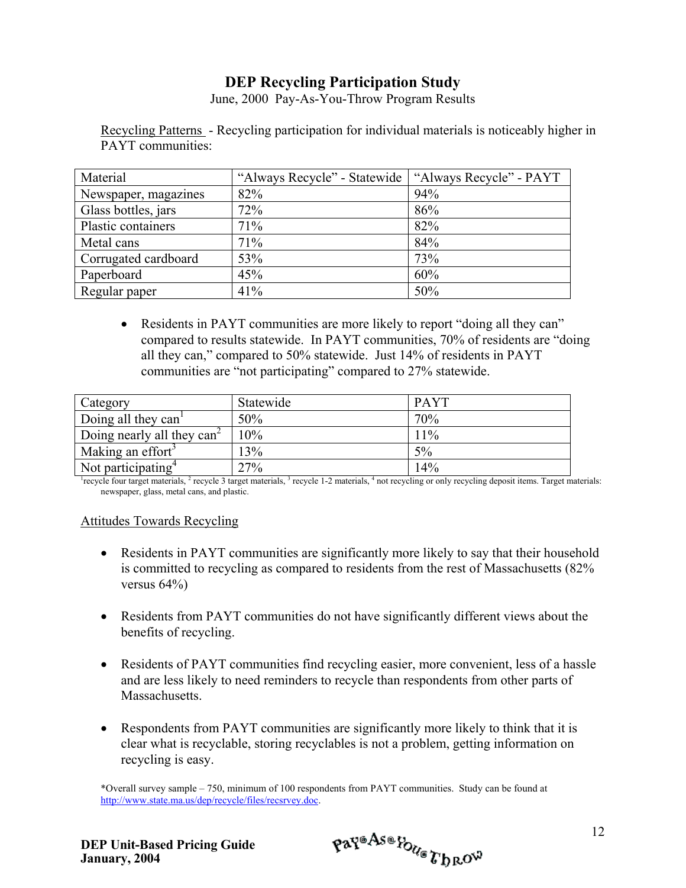# DEP Recycling Participation Study

June, 2000 Pay-As-You-Throw Program Results

Recycling Patterns - Recycling participation for individual materials is noticeably higher in PAYT communities:

| Material | "Always Recycle" - Statewide | "Always Recycle" - PAYT |
|---|---|---|
| Newspaper, magazines | 82% | 94% |
| Glass bottles, jars | 72% | 86% |
| Plastic containers | 71% | 82% |
| Metal cans | 71% | 84% |
| Corrugated cardboard | 53% | 73% |
| Paperboard | 45% | 60% |
| Regular paper | 41% | 50% |

- Residents in PAYT communities are more likely to report "doing all they can" compared to results statewide. In PAYT communities, 70% of residents are "doing all they can," compared to 50% statewide. Just 14% of residents in PAYT communities are "not participating" compared to 27% statewide.

| Category | Statewide | PAYT |
|---|---|---|
| Doing all they can[1] | 50% | 70% |
| Doing nearly all they can[2] | 10% | 11% |
| Making an effort[3] | 13% | 5% |
| Not participating[4] | 27% | 14% |

[1]recycle four target materials, [2] recycle 3 target materials, [3] recycle 1-2 materials, [4] not recycling or only recycling deposit items. Target materials: newspaper, glass, metal cans, and plastic.

Attitudes Towards Recycling

- Residents in PAYT communities are significantly more likely to say that their household is committed to recycling as compared to residents from the rest of Massachusetts (82% versus 64%)
- Residents from PAYT communities do not have significantly different views about the benefits of recycling.
- Residents of PAYT communities find recycling easier, more convenient, less of a hassle and are less likely to need reminders to recycle than respondents from other parts of Massachusetts.
- Respondents from PAYT communities are significantly more likely to think that it is clear what is recyclable, storing recyclables is not a problem, getting information on recycling is easy.

*Overall survey sample – 750, minimum of 100 respondents from PAYT communities. Study can be found at http://www.state.ma.us/dep/recycle/files/recsrvey.doc.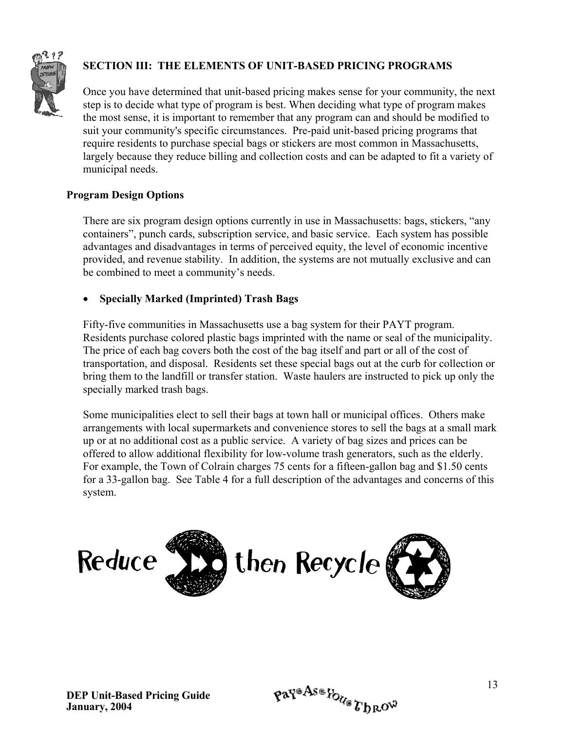## SECTION III: THE ELEMENTS OF UNIT-BASED PRICING PROGRAMS

Once you have determined that unit-based pricing makes sense for your community, the next step is to decide what type of program is best. When deciding what type of program makes the most sense, it is important to remember that any program can and should be modified to suit your community's specific circumstances. Pre-paid unit-based pricing programs that require residents to purchase special bags or stickers are most common in Massachusetts, largely because they reduce billing and collection costs and can be adapted to fit a variety of municipal needs.

### Program Design Options

There are six program design options currently in use in Massachusetts: bags, stickers, "any containers", punch cards, subscription service, and basic service. Each system has possible advantages and disadvantages in terms of perceived equity, the level of economic incentive provided, and revenue stability. In addition, the systems are not mutually exclusive and can be combined to meet a community's needs.

- **Specially Marked (Imprinted) Trash Bags**

Fifty-five communities in Massachusetts use a bag system for their PAYT program. Residents purchase colored plastic bags imprinted with the name or seal of the municipality. The price of each bag covers both the cost of the bag itself and part or all of the cost of transportation, and disposal. Residents set these special bags out at the curb for collection or bring them to the landfill or transfer station. Waste haulers are instructed to pick up only the specially marked trash bags.

Some municipalities elect to sell their bags at town hall or municipal offices. Others make arrangements with local supermarkets and convenience stores to sell the bags at a small mark up or at no additional cost as a public service. A variety of bag sizes and prices can be offered to allow additional flexibility for low-volume trash generators, such as the elderly. For example, the Town of Colrain charges 75 cents for a fifteen-gallon bag and $1.50 cents for a 33-gallon bag. See Table 4 for a full description of the advantages and concerns of this system.

Reduce then Recycle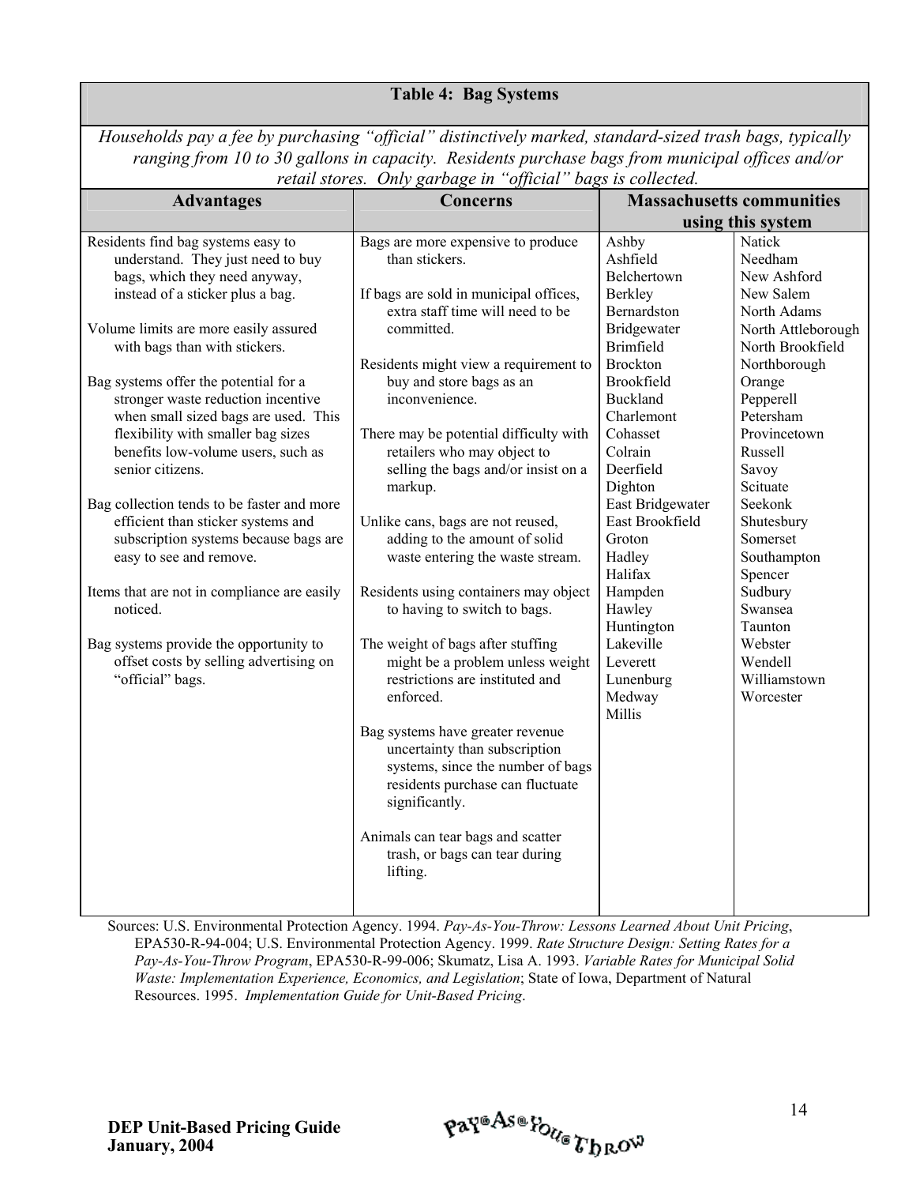**Table 4: Bag Systems**

*Households pay a fee by purchasing "official" distinctively marked, standard-sized trash bags, typically ranging from 10 to 30 gallons in capacity. Residents purchase bags from municipal offices and/or retail stores. Only garbage in "official" bags is collected.*

| Advantages | Concerns | Massachusetts communities using this system | |
|---|---|---|---|
| Residents find bag systems easy to understand. They just need to buy bags, which they need anyway, instead of a sticker plus a bag.<br><br>Volume limits are more easily assured with bags than with stickers.<br><br>Bag systems offer the potential for a stronger waste reduction incentive when small sized bags are used. This flexibility with smaller bag sizes benefits low-volume users, such as senior citizens.<br><br>Bag collection tends to be faster and more efficient than sticker systems and subscription systems because bags are easy to see and remove.<br><br>Items that are not in compliance are easily noticed.<br><br>Bag systems provide the opportunity to offset costs by selling advertising on "official" bags. | Bags are more expensive to produce than stickers.<br><br>If bags are sold in municipal offices, extra staff time will need to be committed.<br><br>Residents might view a requirement to buy and store bags as an inconvenience.<br><br>There may be potential difficulty with retailers who may object to selling the bags and/or insist on a markup.<br><br>Unlike cans, bags are not reused, adding to the amount of solid waste entering the waste stream.<br><br>Residents using containers may object to having to switch to bags.<br><br>The weight of bags after stuffing might be a problem unless weight restrictions are instituted and enforced.<br><br>Bag systems have greater revenue uncertainty than subscription systems, since the number of bags residents purchase can fluctuate significantly.<br><br>Animals can tear bags and scatter trash, or bags can tear during lifting. | Ashby<br>Ashfield<br>Belchertown<br>Berkley<br>Bernardston<br>Bridgewater<br>Brimfield<br>Brockton<br>Brookfield<br>Buckland<br>Charlemont<br>Cohasset<br>Colrain<br>Deerfield<br>Dighton<br>East Bridgewater<br>East Brookfield<br>Groton<br>Hadley<br>Halifax<br>Hampden<br>Hawley<br>Huntington<br>Lakeville<br>Leverett<br>Lunenburg<br>Medway<br>Millis | Natick<br>Needham<br>New Ashford<br>New Salem<br>North Adams<br>North Attleborough<br>North Brookfield<br>Northborough<br>Orange<br>Pepperell<br>Petersham<br>Provincetown<br>Russell<br>Savoy<br>Scituate<br>Seekonk<br>Shutesbury<br>Somerset<br>Southampton<br>Spencer<br>Sudbury<br>Swansea<br>Taunton<br>Webster<br>Wendell<br>Williamstown<br>Worcester |

Sources: U.S. Environmental Protection Agency. 1994. *Pay-As-You-Throw: Lessons Learned About Unit Pricing*, EPA530-R-94-004; U.S. Environmental Protection Agency. 1999. *Rate Structure Design: Setting Rates for a Pay-As-You-Throw Program*, EPA530-R-99-006; Skumatz, Lisa A. 1993. *Variable Rates for Municipal Solid Waste: Implementation Experience, Economics, and Legislation*; State of Iowa, Department of Natural Resources. 1995. *Implementation Guide for Unit-Based Pricing*.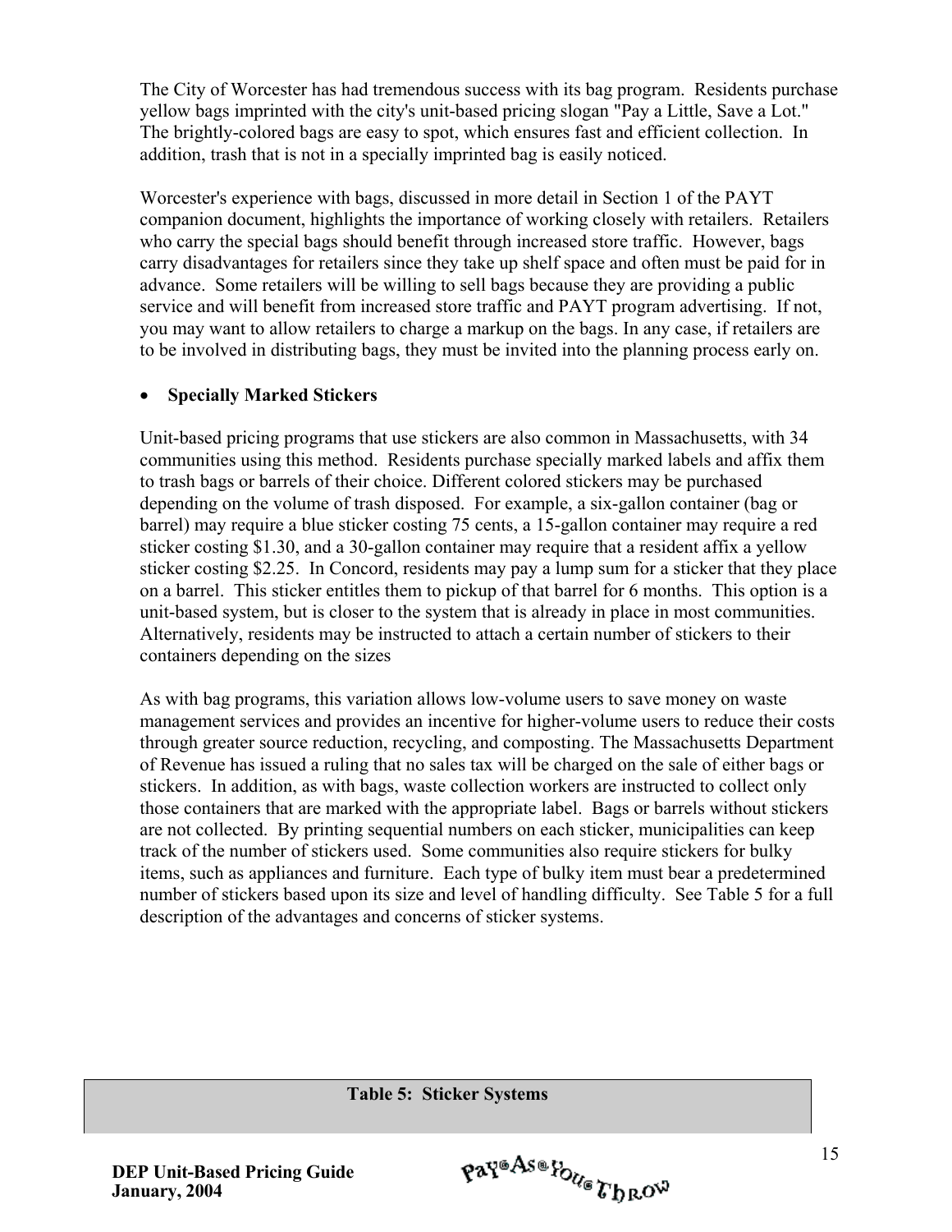The City of Worcester has had tremendous success with its bag program. Residents purchase yellow bags imprinted with the city's unit-based pricing slogan "Pay a Little, Save a Lot." The brightly-colored bags are easy to spot, which ensures fast and efficient collection. In addition, trash that is not in a specially imprinted bag is easily noticed.

Worcester's experience with bags, discussed in more detail in Section 1 of the PAYT companion document, highlights the importance of working closely with retailers. Retailers who carry the special bags should benefit through increased store traffic. However, bags carry disadvantages for retailers since they take up shelf space and often must be paid for in advance. Some retailers will be willing to sell bags because they are providing a public service and will benefit from increased store traffic and PAYT program advertising. If not, you may want to allow retailers to charge a markup on the bags. In any case, if retailers are to be involved in distributing bags, they must be invited into the planning process early on.

- **Specially Marked Stickers**

Unit-based pricing programs that use stickers are also common in Massachusetts, with 34 communities using this method. Residents purchase specially marked labels and affix them to trash bags or barrels of their choice. Different colored stickers may be purchased depending on the volume of trash disposed. For example, a six-gallon container (bag or barrel) may require a blue sticker costing 75 cents, a 15-gallon container may require a red sticker costing $1.30, and a 30-gallon container may require that a resident affix a yellow sticker costing $2.25. In Concord, residents may pay a lump sum for a sticker that they place on a barrel. This sticker entitles them to pickup of that barrel for 6 months. This option is a unit-based system, but is closer to the system that is already in place in most communities. Alternatively, residents may be instructed to attach a certain number of stickers to their containers depending on the sizes

As with bag programs, this variation allows low-volume users to save money on waste management services and provides an incentive for higher-volume users to reduce their costs through greater source reduction, recycling, and composting. The Massachusetts Department of Revenue has issued a ruling that no sales tax will be charged on the sale of either bags or stickers. In addition, as with bags, waste collection workers are instructed to collect only those containers that are marked with the appropriate label. Bags or barrels without stickers are not collected. By printing sequential numbers on each sticker, municipalities can keep track of the number of stickers used. Some communities also require stickers for bulky items, such as appliances and furniture. Each type of bulky item must bear a predetermined number of stickers based upon its size and level of handling difficulty. See Table 5 for a full description of the advantages and concerns of sticker systems.

| Table 5: Sticker Systems |
| --- |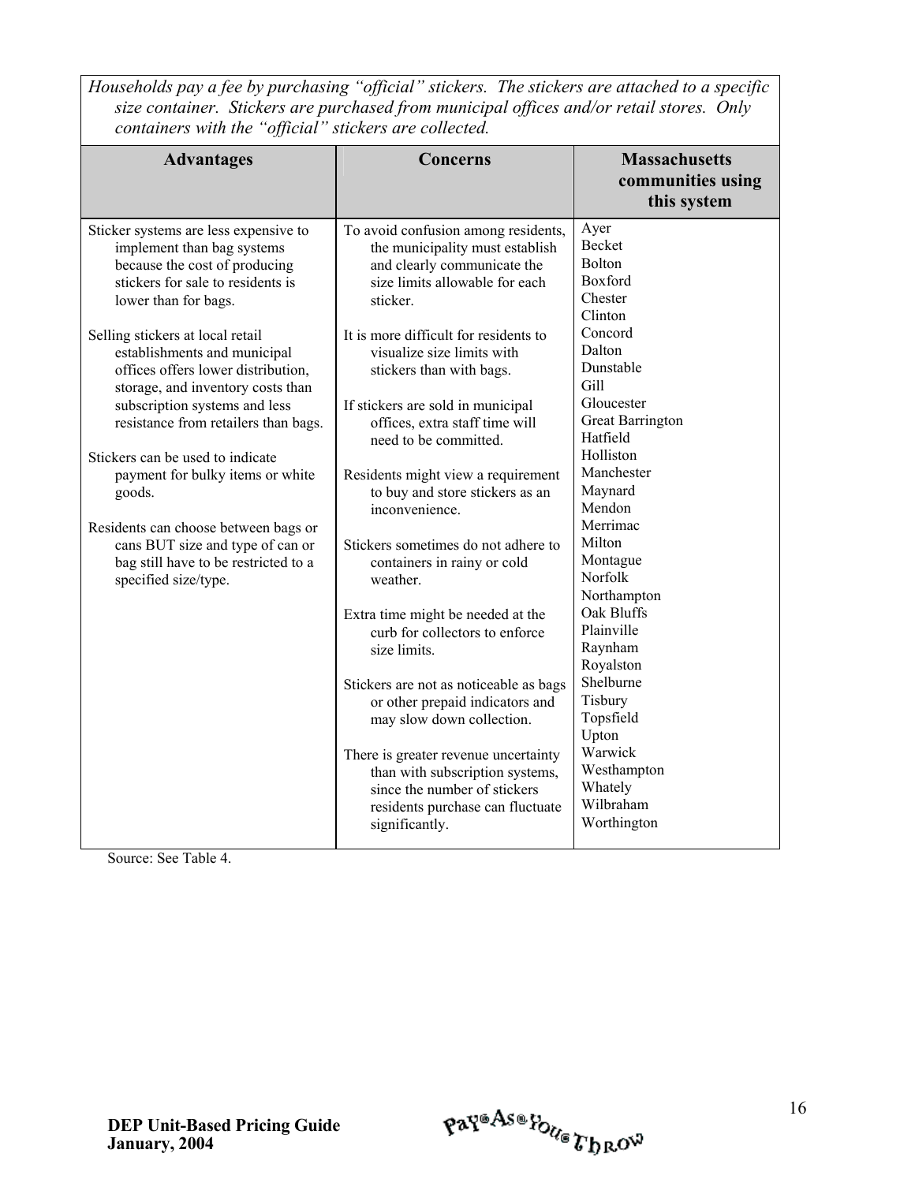*Households pay a fee by purchasing "official" stickers. The stickers are attached to a specific size container. Stickers are purchased from municipal offices and/or retail stores. Only containers with the "official" stickers are collected.*

| Advantages | Concerns | Massachusetts communities using this system |
|---|---|---|
| Sticker systems are less expensive to implement than bag systems because the cost of producing stickers for sale to residents is lower than for bags.<br><br>Selling stickers at local retail establishments and municipal offices offers lower distribution, storage, and inventory costs than subscription systems and less resistance from retailers than bags.<br><br>Stickers can be used to indicate payment for bulky items or white goods.<br><br>Residents can choose between bags or cans BUT size and type of can or bag still have to be restricted to a specified size/type. | To avoid confusion among residents, the municipality must establish and clearly communicate the size limits allowable for each sticker.<br><br>It is more difficult for residents to visualize size limits with stickers than with bags.<br><br>If stickers are sold in municipal offices, extra staff time will need to be committed.<br><br>Residents might view a requirement to buy and store stickers as an inconvenience.<br><br>Stickers sometimes do not adhere to containers in rainy or cold weather.<br><br>Extra time might be needed at the curb for collectors to enforce size limits.<br><br>Stickers are not as noticeable as bags or other prepaid indicators and may slow down collection.<br><br>There is greater revenue uncertainty than with subscription systems, since the number of stickers residents purchase can fluctuate significantly. | Ayer<br>Becket<br>Bolton<br>Boxford<br>Chester<br>Clinton<br>Concord<br>Dalton<br>Dunstable<br>Gill<br>Gloucester<br>Great Barrington<br>Hatfield<br>Holliston<br>Manchester<br>Maynard<br>Mendon<br>Merrimac<br>Milton<br>Montague<br>Norfolk<br>Northampton<br>Oak Bluffs<br>Plainville<br>Raynham<br>Royalston<br>Shelburne<br>Tisbury<br>Topsfield<br>Upton<br>Warwick<br>Westhampton<br>Whately<br>Wilbraham<br>Worthington |

Source: See Table 4.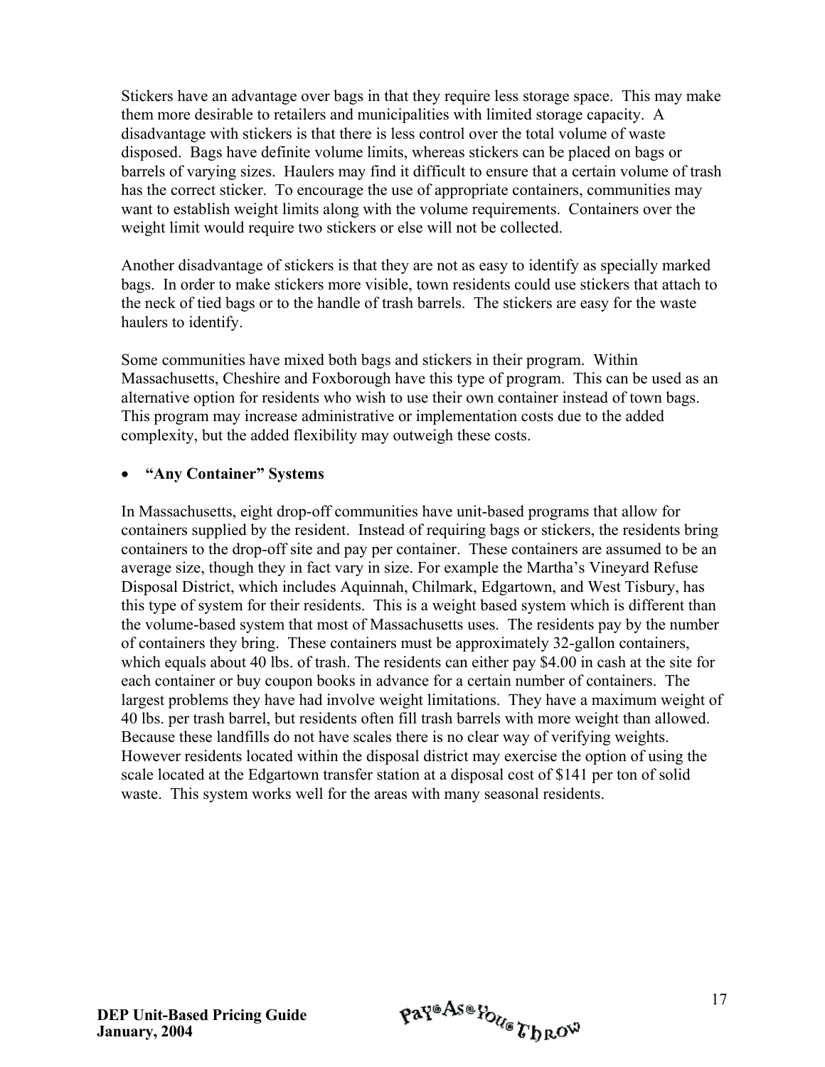Stickers have an advantage over bags in that they require less storage space. This may make them more desirable to retailers and municipalities with limited storage capacity. A disadvantage with stickers is that there is less control over the total volume of waste disposed. Bags have definite volume limits, whereas stickers can be placed on bags or barrels of varying sizes. Haulers may find it difficult to ensure that a certain volume of trash has the correct sticker. To encourage the use of appropriate containers, communities may want to establish weight limits along with the volume requirements. Containers over the weight limit would require two stickers or else will not be collected.

Another disadvantage of stickers is that they are not as easy to identify as specially marked bags. In order to make stickers more visible, town residents could use stickers that attach to the neck of tied bags or to the handle of trash barrels. The stickers are easy for the waste haulers to identify.

Some communities have mixed both bags and stickers in their program. Within Massachusetts, Cheshire and Foxborough have this type of program. This can be used as an alternative option for residents who wish to use their own container instead of town bags. This program may increase administrative or implementation costs due to the added complexity, but the added flexibility may outweigh these costs.

- **"Any Container" Systems**

In Massachusetts, eight drop-off communities have unit-based programs that allow for containers supplied by the resident. Instead of requiring bags or stickers, the residents bring containers to the drop-off site and pay per container. These containers are assumed to be an average size, though they in fact vary in size. For example the Martha's Vineyard Refuse Disposal District, which includes Aquinnah, Chilmark, Edgartown, and West Tisbury, has this type of system for their residents. This is a weight based system which is different than the volume-based system that most of Massachusetts uses. The residents pay by the number of containers they bring. These containers must be approximately 32-gallon containers, which equals about 40 lbs. of trash. The residents can either pay $4.00 in cash at the site for each container or buy coupon books in advance for a certain number of containers. The largest problems they have had involve weight limitations. They have a maximum weight of 40 lbs. per trash barrel, but residents often fill trash barrels with more weight than allowed. Because these landfills do not have scales there is no clear way of verifying weights. However residents located within the disposal district may exercise the option of using the scale located at the Edgartown transfer station at a disposal cost of $141 per ton of solid waste. This system works well for the areas with many seasonal residents.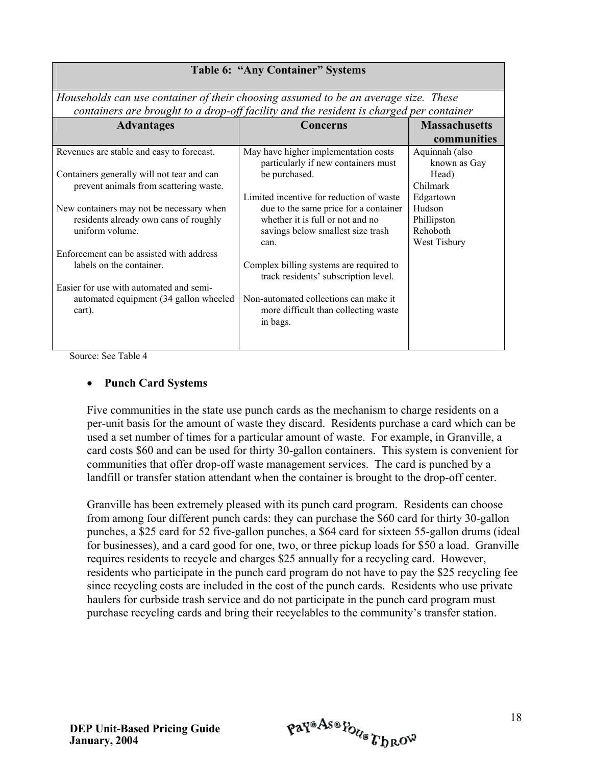| Table 6: "Any Container" Systems | | |
|---|---|---|
| *Households can use container of their choosing assumed to be an average size. These containers are brought to a drop-off facility and the resident is charged per container* | | |
| **Advantages** | **Concerns** | **Massachusetts communities** |
| Revenues are stable and easy to forecast.<br><br>Containers generally will not tear and can prevent animals from scattering waste.<br><br>New containers may not be necessary when residents already own cans of roughly uniform volume.<br><br>Enforcement can be assisted with address labels on the container.<br><br>Easier for use with automated and semi-automated equipment (34 gallon wheeled cart). | May have higher implementation costs particularly if new containers must be purchased.<br><br>Limited incentive for reduction of waste due to the same price for a container whether it is full or not and no savings below smallest size trash can.<br><br>Complex billing systems are required to track residents' subscription level.<br><br>Non-automated collections can make it more difficult than collecting waste in bags. | Aquinnah (also known as Gay Head)<br>Chilmark<br>Edgartown<br>Hudson<br>Phillipston<br>Rehoboth<br>West Tisbury |

Source: See Table 4

- **Punch Card Systems**

Five communities in the state use punch cards as the mechanism to charge residents on a per-unit basis for the amount of waste they discard. Residents purchase a card which can be used a set number of times for a particular amount of waste. For example, in Granville, a card costs $60 and can be used for thirty 30-gallon containers. This system is convenient for communities that offer drop-off waste management services. The card is punched by a landfill or transfer station attendant when the container is brought to the drop-off center.

Granville has been extremely pleased with its punch card program. Residents can choose from among four different punch cards: they can purchase the $60 card for thirty 30-gallon punches, a $25 card for 52 five-gallon punches, a $64 card for sixteen 55-gallon drums (ideal for businesses), and a card good for one, two, or three pickup loads for $50 a load. Granville requires residents to recycle and charges $25 annually for a recycling card. However, residents who participate in the punch card program do not have to pay the $25 recycling fee since recycling costs are included in the cost of the punch cards. Residents who use private haulers for curbside trash service and do not participate in the punch card program must purchase recycling cards and bring their recyclables to the community's transfer station.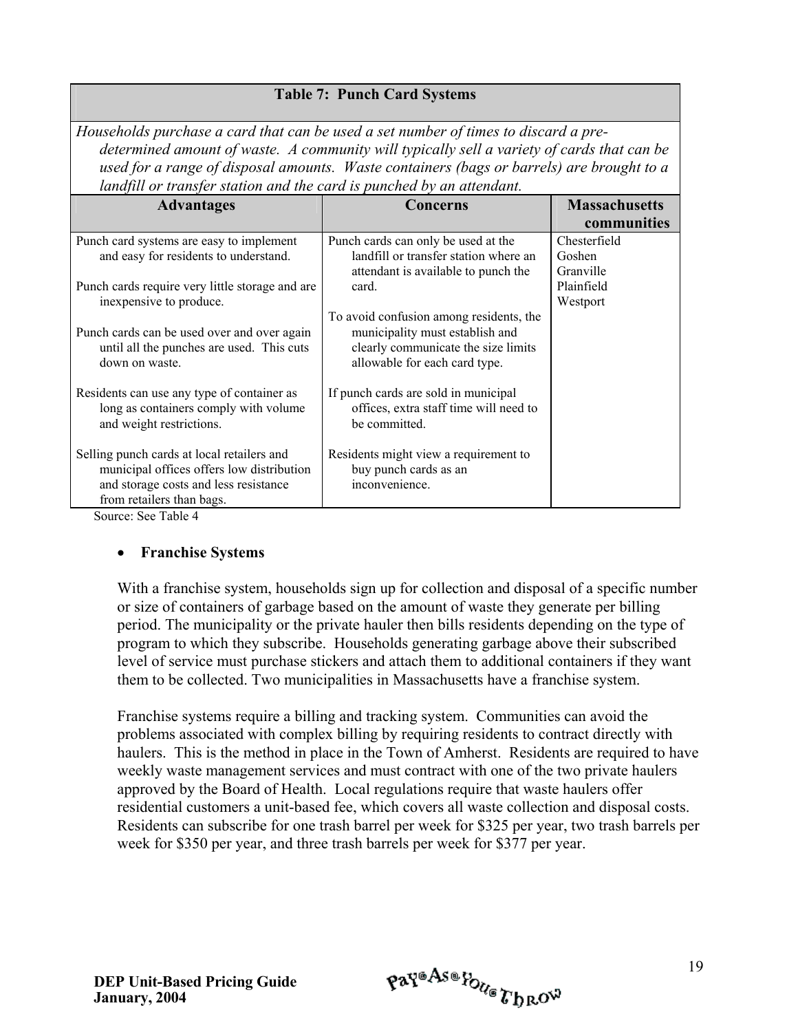**Table 7: Punch Card Systems**

*Households purchase a card that can be used a set number of times to discard a pre-determined amount of waste. A community will typically sell a variety of cards that can be used for a range of disposal amounts. Waste containers (bags or barrels) are brought to a landfill or transfer station and the card is punched by an attendant.*

| Advantages | Concerns | Massachusetts communities |
|---|---|---|
| Punch card systems are easy to implement and easy for residents to understand.<br><br>Punch cards require very little storage and are inexpensive to produce.<br><br>Punch cards can be used over and over again until all the punches are used. This cuts down on waste.<br><br>Residents can use any type of container as long as containers comply with volume and weight restrictions.<br><br>Selling punch cards at local retailers and municipal offices offers low distribution and storage costs and less resistance from retailers than bags. | Punch cards can only be used at the landfill or transfer station where an attendant is available to punch the card.<br><br>To avoid confusion among residents, the municipality must establish and clearly communicate the size limits allowable for each card type.<br><br>If punch cards are sold in municipal offices, extra staff time will need to be committed.<br><br>Residents might view a requirement to buy punch cards as an inconvenience. | Chesterfield<br>Goshen<br>Granville<br>Plainfield<br>Westport |

Source: See Table 4

- **Franchise Systems**

With a franchise system, households sign up for collection and disposal of a specific number or size of containers of garbage based on the amount of waste they generate per billing period. The municipality or the private hauler then bills residents depending on the type of program to which they subscribe. Households generating garbage above their subscribed level of service must purchase stickers and attach them to additional containers if they want them to be collected. Two municipalities in Massachusetts have a franchise system.

Franchise systems require a billing and tracking system. Communities can avoid the problems associated with complex billing by requiring residents to contract directly with haulers. This is the method in place in the Town of Amherst. Residents are required to have weekly waste management services and must contract with one of the two private haulers approved by the Board of Health. Local regulations require that waste haulers offer residential customers a unit-based fee, which covers all waste collection and disposal costs. Residents can subscribe for one trash barrel per week for $325 per year, two trash barrels per week for $350 per year, and three trash barrels per week for $377 per year.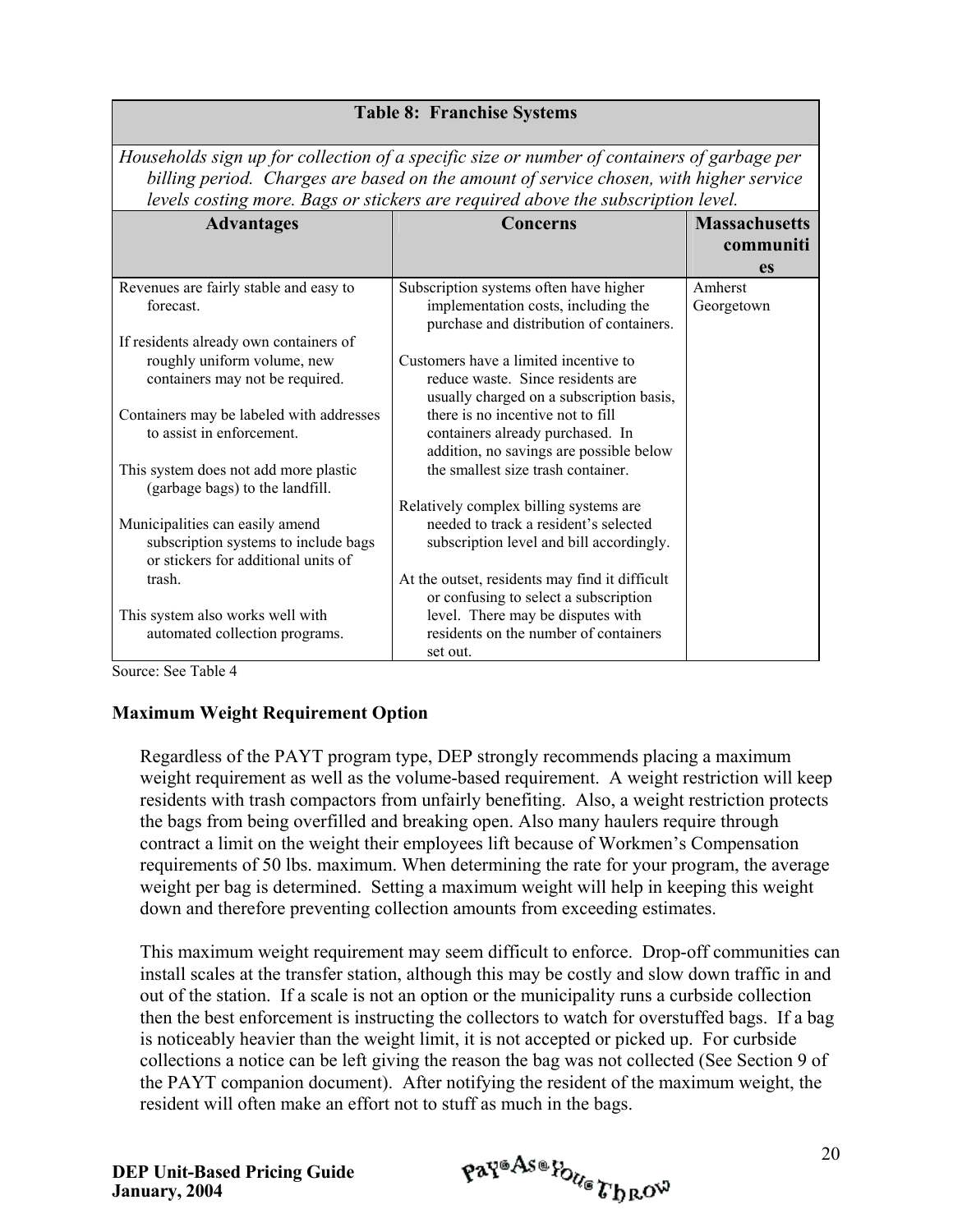**Table 8: Franchise Systems**

*Households sign up for collection of a specific size or number of containers of garbage per billing period. Charges are based on the amount of service chosen, with higher service levels costing more. Bags or stickers are required above the subscription level.*

| Advantages | Concerns | Massachusetts communities |
|---|---|---|
| Revenues are fairly stable and easy to forecast.<br><br>If residents already own containers of roughly uniform volume, new containers may not be required.<br><br>Containers may be labeled with addresses to assist in enforcement.<br><br>This system does not add more plastic (garbage bags) to the landfill.<br><br>Municipalities can easily amend subscription systems to include bags or stickers for additional units of trash.<br><br>This system also works well with automated collection programs. | Subscription systems often have higher implementation costs, including the purchase and distribution of containers.<br><br>Customers have a limited incentive to reduce waste. Since residents are usually charged on a subscription basis, there is no incentive not to fill containers already purchased. In addition, no savings are possible below the smallest size trash container.<br><br>Relatively complex billing systems are needed to track a resident's selected subscription level and bill accordingly.<br><br>At the outset, residents may find it difficult or confusing to select a subscription level. There may be disputes with residents on the number of containers set out. | Amherst<br>Georgetown |

Source: See Table 4

### Maximum Weight Requirement Option

Regardless of the PAYT program type, DEP strongly recommends placing a maximum weight requirement as well as the volume-based requirement. A weight restriction will keep residents with trash compactors from unfairly benefiting. Also, a weight restriction protects the bags from being overfilled and breaking open. Also many haulers require through contract a limit on the weight their employees lift because of Workmen's Compensation requirements of 50 lbs. maximum. When determining the rate for your program, the average weight per bag is determined. Setting a maximum weight will help in keeping this weight down and therefore preventing collection amounts from exceeding estimates.

This maximum weight requirement may seem difficult to enforce. Drop-off communities can install scales at the transfer station, although this may be costly and slow down traffic in and out of the station. If a scale is not an option or the municipality runs a curbside collection then the best enforcement is instructing the collectors to watch for overstuffed bags. If a bag is noticeably heavier than the weight limit, it is not accepted or picked up. For curbside collections a notice can be left giving the reason the bag was not collected (See Section 9 of the PAYT companion document). After notifying the resident of the maximum weight, the resident will often make an effort not to stuff as much in the bags.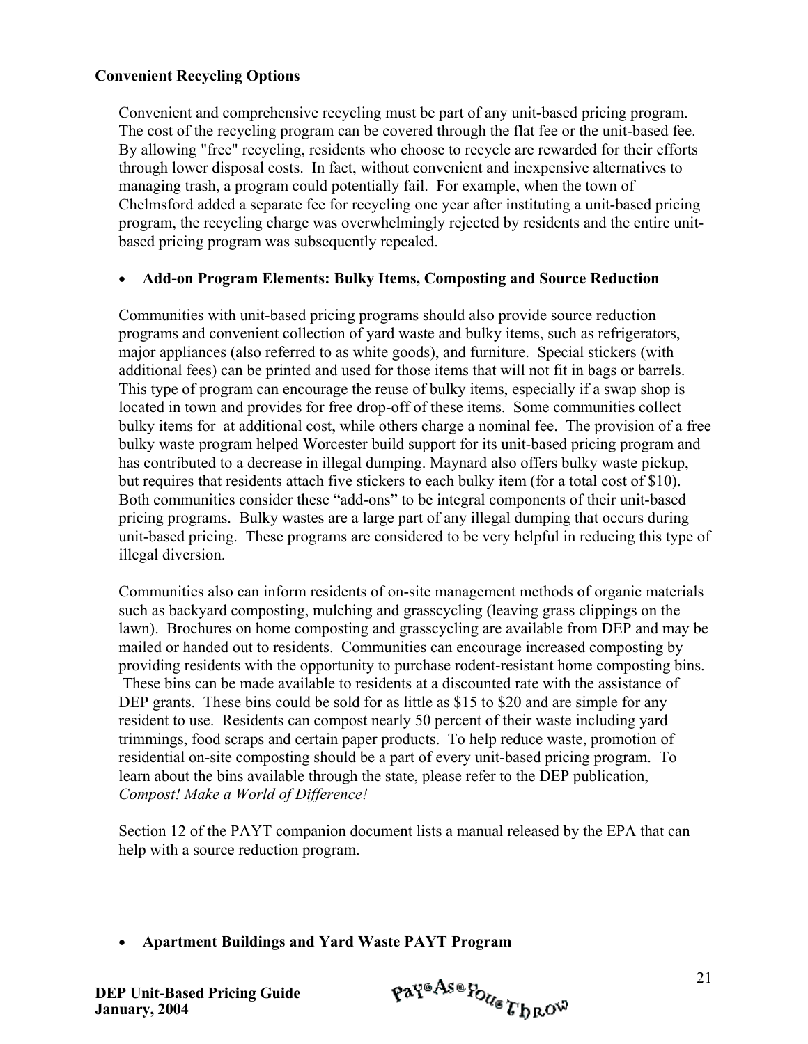**Convenient Recycling Options**

Convenient and comprehensive recycling must be part of any unit-based pricing program. The cost of the recycling program can be covered through the flat fee or the unit-based fee. By allowing "free" recycling, residents who choose to recycle are rewarded for their efforts through lower disposal costs. In fact, without convenient and inexpensive alternatives to managing trash, a program could potentially fail. For example, when the town of Chelmsford added a separate fee for recycling one year after instituting a unit-based pricing program, the recycling charge was overwhelmingly rejected by residents and the entire unit-based pricing program was subsequently repealed.

- **Add-on Program Elements: Bulky Items, Composting and Source Reduction**

Communities with unit-based pricing programs should also provide source reduction programs and convenient collection of yard waste and bulky items, such as refrigerators, major appliances (also referred to as white goods), and furniture. Special stickers (with additional fees) can be printed and used for those items that will not fit in bags or barrels. This type of program can encourage the reuse of bulky items, especially if a swap shop is located in town and provides for free drop-off of these items. Some communities collect bulky items for at additional cost, while others charge a nominal fee. The provision of a free bulky waste program helped Worcester build support for its unit-based pricing program and has contributed to a decrease in illegal dumping. Maynard also offers bulky waste pickup, but requires that residents attach five stickers to each bulky item (for a total cost of $10). Both communities consider these "add-ons" to be integral components of their unit-based pricing programs. Bulky wastes are a large part of any illegal dumping that occurs during unit-based pricing. These programs are considered to be very helpful in reducing this type of illegal diversion.

Communities also can inform residents of on-site management methods of organic materials such as backyard composting, mulching and grasscycling (leaving grass clippings on the lawn). Brochures on home composting and grasscycling are available from DEP and may be mailed or handed out to residents. Communities can encourage increased composting by providing residents with the opportunity to purchase rodent-resistant home composting bins. These bins can be made available to residents at a discounted rate with the assistance of DEP grants. These bins could be sold for as little as $15 to $20 and are simple for any resident to use. Residents can compost nearly 50 percent of their waste including yard trimmings, food scraps and certain paper products. To help reduce waste, promotion of residential on-site composting should be a part of every unit-based pricing program. To learn about the bins available through the state, please refer to the DEP publication, *Compost! Make a World of Difference!*

Section 12 of the PAYT companion document lists a manual released by the EPA that can help with a source reduction program.

- **Apartment Buildings and Yard Waste PAYT Program**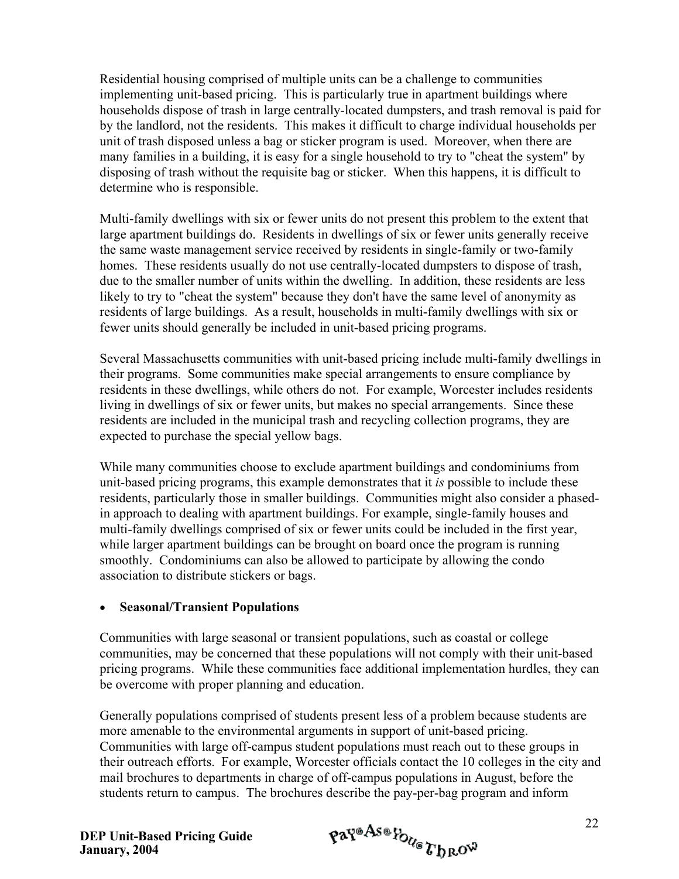Residential housing comprised of multiple units can be a challenge to communities implementing unit-based pricing. This is particularly true in apartment buildings where households dispose of trash in large centrally-located dumpsters, and trash removal is paid for by the landlord, not the residents. This makes it difficult to charge individual households per unit of trash disposed unless a bag or sticker program is used. Moreover, when there are many families in a building, it is easy for a single household to try to "cheat the system" by disposing of trash without the requisite bag or sticker. When this happens, it is difficult to determine who is responsible.

Multi-family dwellings with six or fewer units do not present this problem to the extent that large apartment buildings do. Residents in dwellings of six or fewer units generally receive the same waste management service received by residents in single-family or two-family homes. These residents usually do not use centrally-located dumpsters to dispose of trash, due to the smaller number of units within the dwelling. In addition, these residents are less likely to try to "cheat the system" because they don't have the same level of anonymity as residents of large buildings. As a result, households in multi-family dwellings with six or fewer units should generally be included in unit-based pricing programs.

Several Massachusetts communities with unit-based pricing include multi-family dwellings in their programs. Some communities make special arrangements to ensure compliance by residents in these dwellings, while others do not. For example, Worcester includes residents living in dwellings of six or fewer units, but makes no special arrangements. Since these residents are included in the municipal trash and recycling collection programs, they are expected to purchase the special yellow bags.

While many communities choose to exclude apartment buildings and condominiums from unit-based pricing programs, this example demonstrates that it *is* possible to include these residents, particularly those in smaller buildings. Communities might also consider a phased-in approach to dealing with apartment buildings. For example, single-family houses and multi-family dwellings comprised of six or fewer units could be included in the first year, while larger apartment buildings can be brought on board once the program is running smoothly. Condominiums can also be allowed to participate by allowing the condo association to distribute stickers or bags.

- **Seasonal/Transient Populations**

Communities with large seasonal or transient populations, such as coastal or college communities, may be concerned that these populations will not comply with their unit-based pricing programs. While these communities face additional implementation hurdles, they can be overcome with proper planning and education.

Generally populations comprised of students present less of a problem because students are more amenable to the environmental arguments in support of unit-based pricing. Communities with large off-campus student populations must reach out to these groups in their outreach efforts. For example, Worcester officials contact the 10 colleges in the city and mail brochures to departments in charge of off-campus populations in August, before the students return to campus. The brochures describe the pay-per-bag program and inform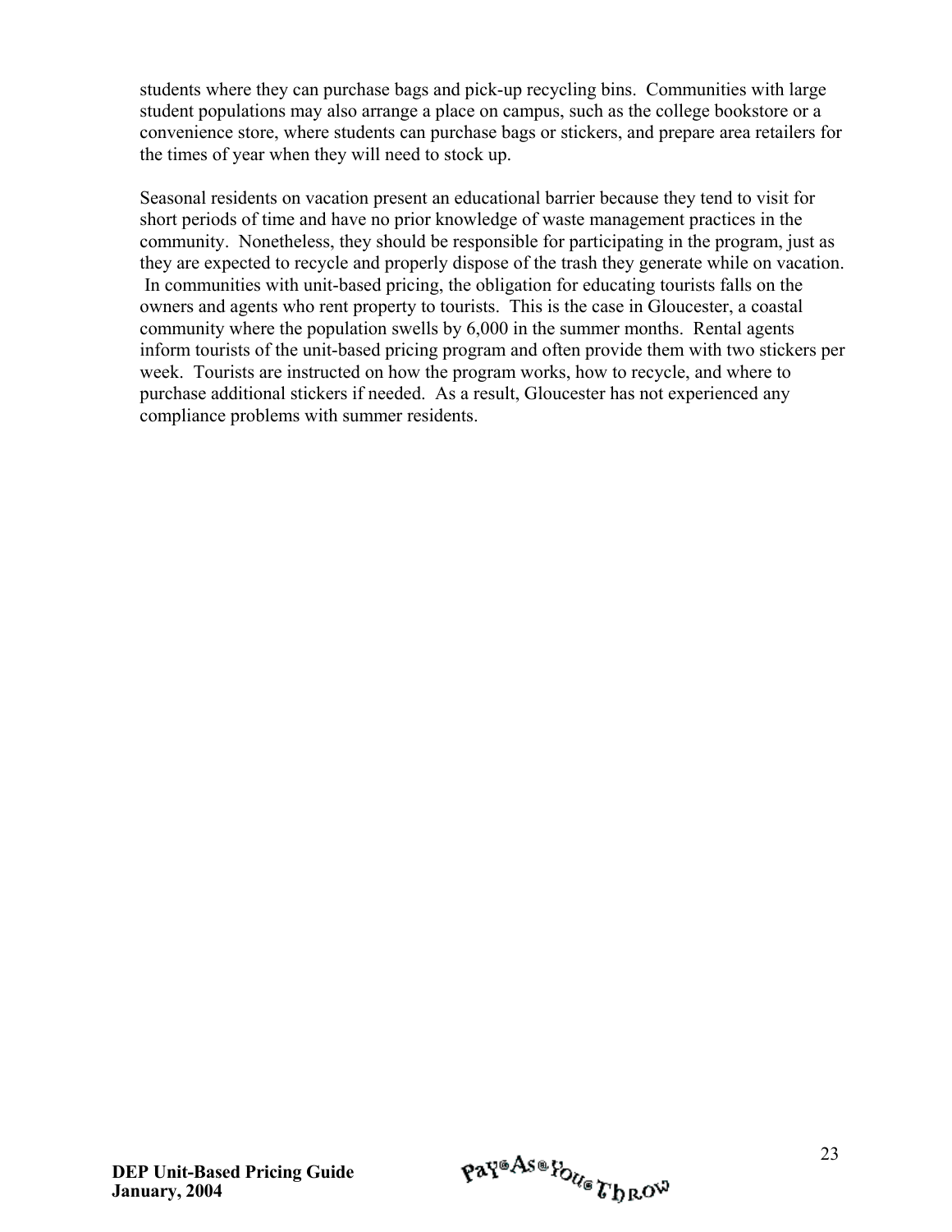students where they can purchase bags and pick-up recycling bins. Communities with large student populations may also arrange a place on campus, such as the college bookstore or a convenience store, where students can purchase bags or stickers, and prepare area retailers for the times of year when they will need to stock up.

Seasonal residents on vacation present an educational barrier because they tend to visit for short periods of time and have no prior knowledge of waste management practices in the community. Nonetheless, they should be responsible for participating in the program, just as they are expected to recycle and properly dispose of the trash they generate while on vacation. In communities with unit-based pricing, the obligation for educating tourists falls on the owners and agents who rent property to tourists. This is the case in Gloucester, a coastal community where the population swells by 6,000 in the summer months. Rental agents inform tourists of the unit-based pricing program and often provide them with two stickers per week. Tourists are instructed on how the program works, how to recycle, and where to purchase additional stickers if needed. As a result, Gloucester has not experienced any compliance problems with summer residents.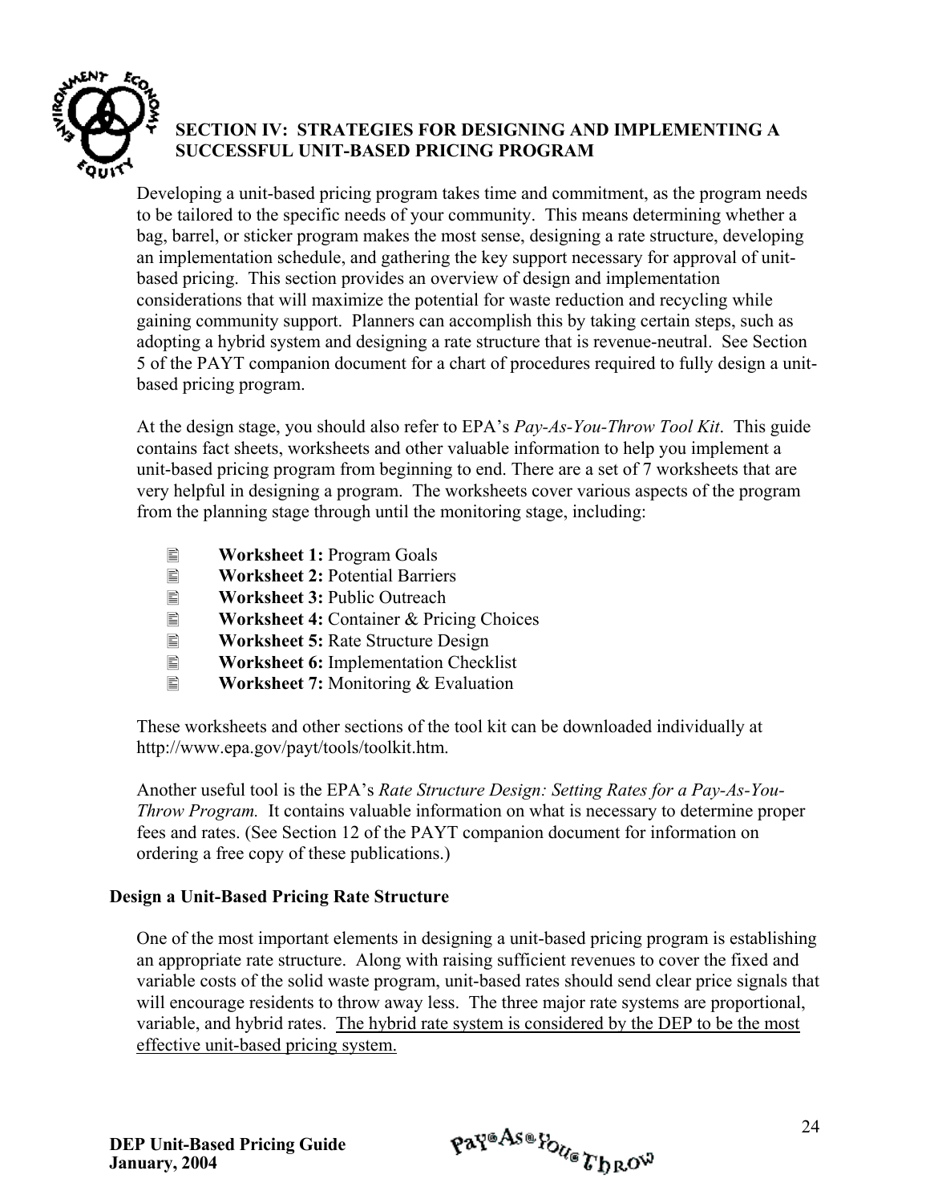## SECTION IV: STRATEGIES FOR DESIGNING AND IMPLEMENTING A SUCCESSFUL UNIT-BASED PRICING PROGRAM

Developing a unit-based pricing program takes time and commitment, as the program needs to be tailored to the specific needs of your community. This means determining whether a bag, barrel, or sticker program makes the most sense, designing a rate structure, developing an implementation schedule, and gathering the key support necessary for approval of unit-based pricing. This section provides an overview of design and implementation considerations that will maximize the potential for waste reduction and recycling while gaining community support. Planners can accomplish this by taking certain steps, such as adopting a hybrid system and designing a rate structure that is revenue-neutral. See Section 5 of the PAYT companion document for a chart of procedures required to fully design a unit-based pricing program.

At the design stage, you should also refer to EPA's *Pay-As-You-Throw Tool Kit*. This guide contains fact sheets, worksheets and other valuable information to help you implement a unit-based pricing program from beginning to end. There are a set of 7 worksheets that are very helpful in designing a program. The worksheets cover various aspects of the program from the planning stage through until the monitoring stage, including:

- **Worksheet 1:** Program Goals
- **Worksheet 2:** Potential Barriers
- **Worksheet 3:** Public Outreach
- **Worksheet 4:** Container & Pricing Choices
- **Worksheet 5:** Rate Structure Design
- **Worksheet 6:** Implementation Checklist
- **Worksheet 7:** Monitoring & Evaluation

These worksheets and other sections of the tool kit can be downloaded individually at http://www.epa.gov/payt/tools/toolkit.htm.

Another useful tool is the EPA's *Rate Structure Design: Setting Rates for a Pay-As-You-Throw Program.* It contains valuable information on what is necessary to determine proper fees and rates. (See Section 12 of the PAYT companion document for information on ordering a free copy of these publications.)

### Design a Unit-Based Pricing Rate Structure

One of the most important elements in designing a unit-based pricing program is establishing an appropriate rate structure. Along with raising sufficient revenues to cover the fixed and variable costs of the solid waste program, unit-based rates should send clear price signals that will encourage residents to throw away less. The three major rate systems are proportional, variable, and hybrid rates. <u>The hybrid rate system is considered by the DEP to be the most effective unit-based pricing system.</u>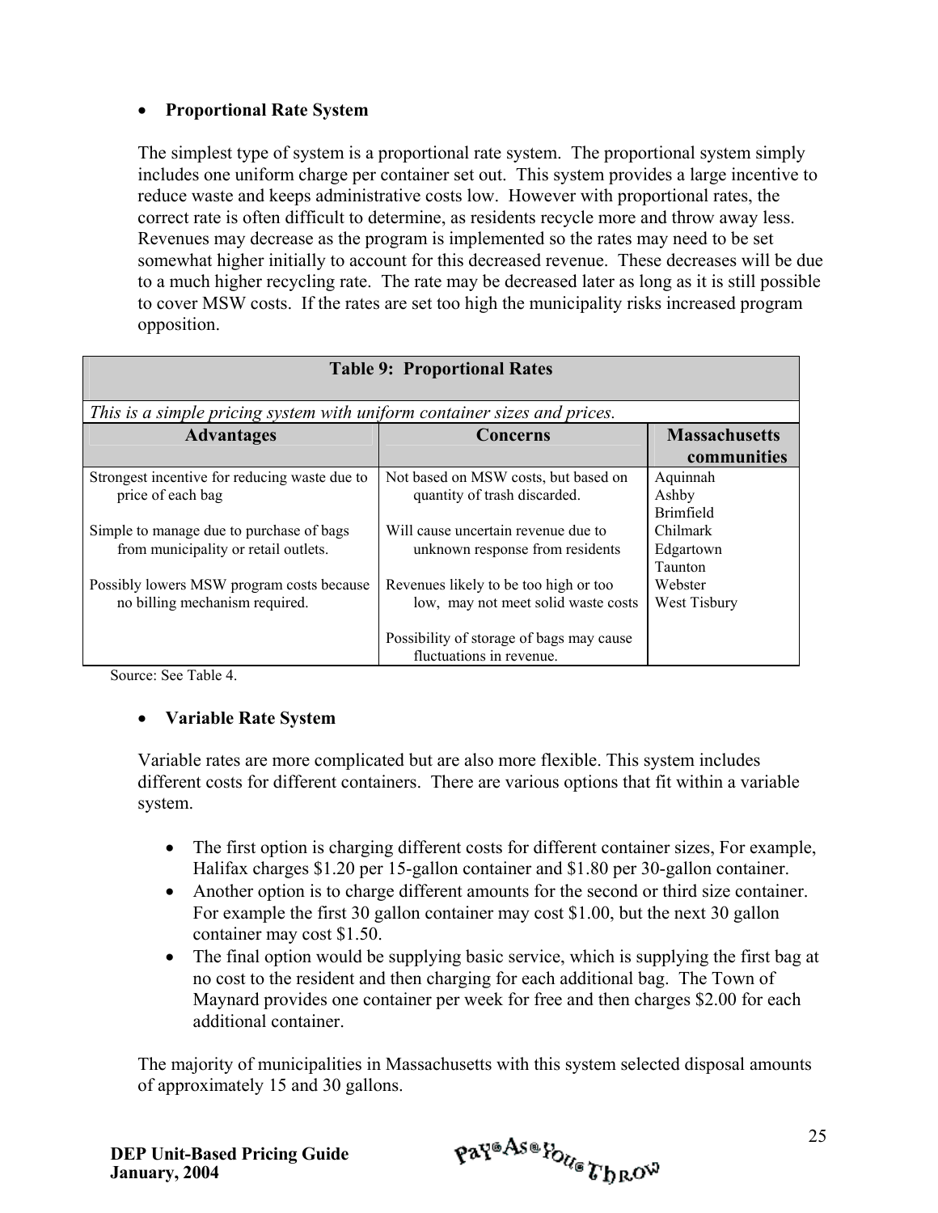- **Proportional Rate System**

The simplest type of system is a proportional rate system. The proportional system simply includes one uniform charge per container set out. This system provides a large incentive to reduce waste and keeps administrative costs low. However with proportional rates, the correct rate is often difficult to determine, as residents recycle more and throw away less. Revenues may decrease as the program is implemented so the rates may need to be set somewhat higher initially to account for this decreased revenue. These decreases will be due to a much higher recycling rate. The rate may be decreased later as long as it is still possible to cover MSW costs. If the rates are set too high the municipality risks increased program opposition.

**Table 9: Proportional Rates**

*This is a simple pricing system with uniform container sizes and prices.*

| Advantages | Concerns | Massachusetts communities |
|---|---|---|
| Strongest incentive for reducing waste due to price of each bag | Not based on MSW costs, but based on quantity of trash discarded. | Aquinnah<br>Ashby<br>Brimfield |
| Simple to manage due to purchase of bags from municipality or retail outlets. | Will cause uncertain revenue due to unknown response from residents | Chilmark<br>Edgartown<br>Taunton |
| Possibly lowers MSW program costs because no billing mechanism required. | Revenues likely to be too high or too low, may not meet solid waste costs | Webster<br>West Tisbury |
| | Possibility of storage of bags may cause fluctuations in revenue. | |

Source: See Table 4.

- **Variable Rate System**

Variable rates are more complicated but are also more flexible. This system includes different costs for different containers. There are various options that fit within a variable system.

- The first option is charging different costs for different container sizes, For example, Halifax charges $1.20 per 15-gallon container and $1.80 per 30-gallon container.
- Another option is to charge different amounts for the second or third size container. For example the first 30 gallon container may cost $1.00, but the next 30 gallon container may cost $1.50.
- The final option would be supplying basic service, which is supplying the first bag at no cost to the resident and then charging for each additional bag. The Town of Maynard provides one container per week for free and then charges $2.00 for each additional container.

The majority of municipalities in Massachusetts with this system selected disposal amounts of approximately 15 and 30 gallons.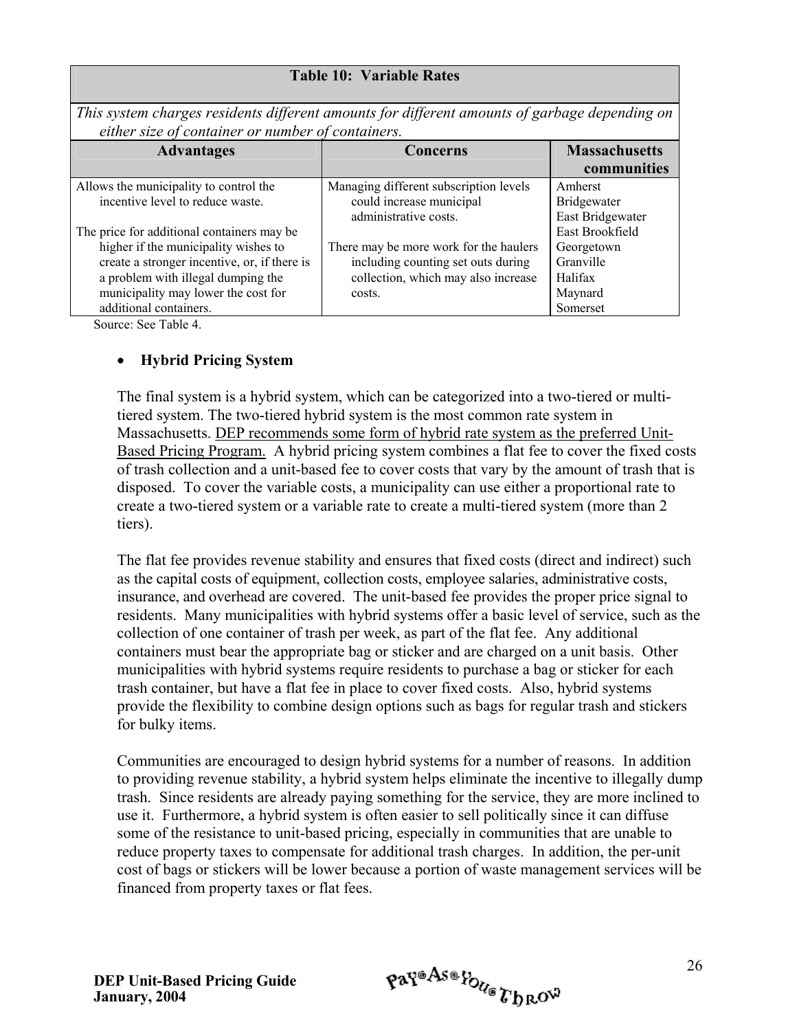| Table 10: Variable Rates | | |
|---|---|---|
| *This system charges residents different amounts for different amounts of garbage depending on either size of container or number of containers.* | | |
| **Advantages** | **Concerns** | **Massachusetts communities** |
| Allows the municipality to control the incentive level to reduce waste.<br><br>The price for additional containers may be higher if the municipality wishes to create a stronger incentive, or, if there is a problem with illegal dumping the municipality may lower the cost for additional containers. | Managing different subscription levels could increase municipal administrative costs.<br><br>There may be more work for the haulers including counting set outs during collection, which may also increase costs. | Amherst<br>Bridgewater<br>East Bridgewater<br>East Brookfield<br>Georgetown<br>Granville<br>Halifax<br>Maynard<br>Somerset |

Source: See Table 4.

- **Hybrid Pricing System**

The final system is a hybrid system, which can be categorized into a two-tiered or multi-tiered system. The two-tiered hybrid system is the most common rate system in Massachusetts. DEP recommends some form of hybrid rate system as the preferred Unit-Based Pricing Program. A hybrid pricing system combines a flat fee to cover the fixed costs of trash collection and a unit-based fee to cover costs that vary by the amount of trash that is disposed. To cover the variable costs, a municipality can use either a proportional rate to create a two-tiered system or a variable rate to create a multi-tiered system (more than 2 tiers).

The flat fee provides revenue stability and ensures that fixed costs (direct and indirect) such as the capital costs of equipment, collection costs, employee salaries, administrative costs, insurance, and overhead are covered. The unit-based fee provides the proper price signal to residents. Many municipalities with hybrid systems offer a basic level of service, such as the collection of one container of trash per week, as part of the flat fee. Any additional containers must bear the appropriate bag or sticker and are charged on a unit basis. Other municipalities with hybrid systems require residents to purchase a bag or sticker for each trash container, but have a flat fee in place to cover fixed costs. Also, hybrid systems provide the flexibility to combine design options such as bags for regular trash and stickers for bulky items.

Communities are encouraged to design hybrid systems for a number of reasons. In addition to providing revenue stability, a hybrid system helps eliminate the incentive to illegally dump trash. Since residents are already paying something for the service, they are more inclined to use it. Furthermore, a hybrid system is often easier to sell politically since it can diffuse some of the resistance to unit-based pricing, especially in communities that are unable to reduce property taxes to compensate for additional trash charges. In addition, the per-unit cost of bags or stickers will be lower because a portion of waste management services will be financed from property taxes or flat fees.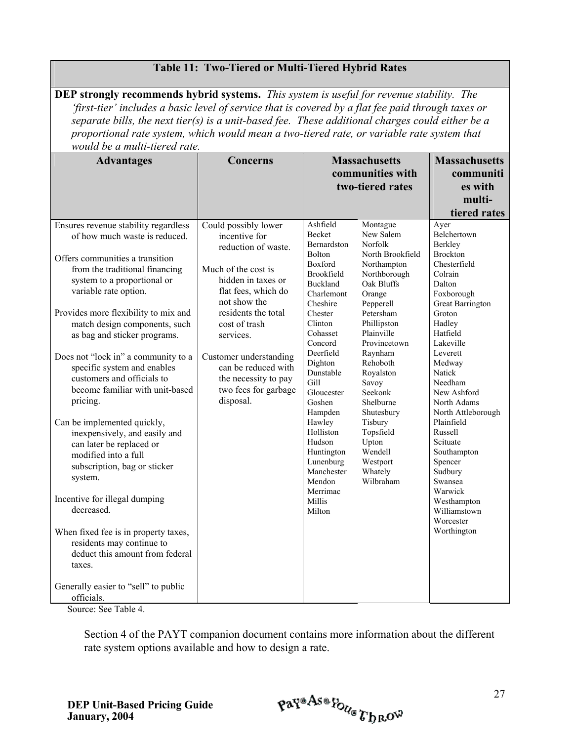**Table 11: Two-Tiered or Multi-Tiered Hybrid Rates**

**DEP strongly recommends hybrid systems.** *This system is useful for revenue stability. The 'first-tier' includes a basic level of service that is covered by a flat fee paid through taxes or separate bills, the next tier(s) is a unit-based fee. These additional charges could either be a proportional rate system, which would mean a two-tiered rate, or variable rate system that would be a multi-tiered rate.*

| Advantages | Concerns | Massachusetts communities with two-tiered rates | | Massachusetts communities with multi-tiered rates |
|---|---|---|---|---|
| Ensures revenue stability regardless of how much waste is reduced.<br><br>Offers communities a transition from the traditional financing system to a proportional or variable rate option.<br><br>Provides more flexibility to mix and match design components, such as bag and sticker programs.<br><br>Does not "lock in" a community to a specific system and enables customers and officials to become familiar with unit-based pricing.<br><br>Can be implemented quickly, inexpensively, and easily and can later be replaced or modified into a full subscription, bag or sticker system.<br><br>Incentive for illegal dumping decreased.<br><br>When fixed fee is in property taxes, residents may continue to deduct this amount from federal taxes.<br><br>Generally easier to "sell" to public officials. | Could possibly lower incentive for reduction of waste.<br><br>Much of the cost is hidden in taxes or flat fees, which do not show the residents the total cost of trash services.<br><br>Customer understanding can be reduced with the necessity to pay two fees for garbage disposal. | Ashfield<br>Becket<br>Bernardston<br>Bolton<br>Boxford<br>Brookfield<br>Buckland<br>Charlemont<br>Cheshire<br>Chester<br>Clinton<br>Cohasset<br>Concord<br>Deerfield<br>Dighton<br>Dunstable<br>Gill<br>Gloucester<br>Goshen<br>Hampden<br>Hawley<br>Holliston<br>Hudson<br>Huntington<br>Lunenburg<br>Manchester<br>Mendon<br>Merrimac<br>Millis<br>Milton | Montague<br>New Salem<br>Norfolk<br>North Brookfield<br>Northampton<br>Northborough<br>Oak Bluffs<br>Orange<br>Pepperell<br>Petersham<br>Phillipston<br>Plainville<br>Provincetown<br>Raynham<br>Rehoboth<br>Royalston<br>Savoy<br>Seekonk<br>Shelburne<br>Shutesbury<br>Tisbury<br>Topsfield<br>Upton<br>Wendell<br>Westport<br>Whately<br>Wilbraham | Ayer<br>Belchertown<br>Berkley<br>Brockton<br>Chesterfield<br>Colrain<br>Dalton<br>Foxborough<br>Great Barrington<br>Groton<br>Hadley<br>Hatfield<br>Lakeville<br>Leverett<br>Medway<br>Natick<br>Needham<br>New Ashford<br>North Adams<br>North Attleborough<br>Plainfield<br>Russell<br>Scituate<br>Southampton<br>Spencer<br>Sudbury<br>Swansea<br>Warwick<br>Westhampton<br>Williamstown<br>Worcester<br>Worthington |

Source: See Table 4.

Section 4 of the PAYT companion document contains more information about the different rate system options available and how to design a rate.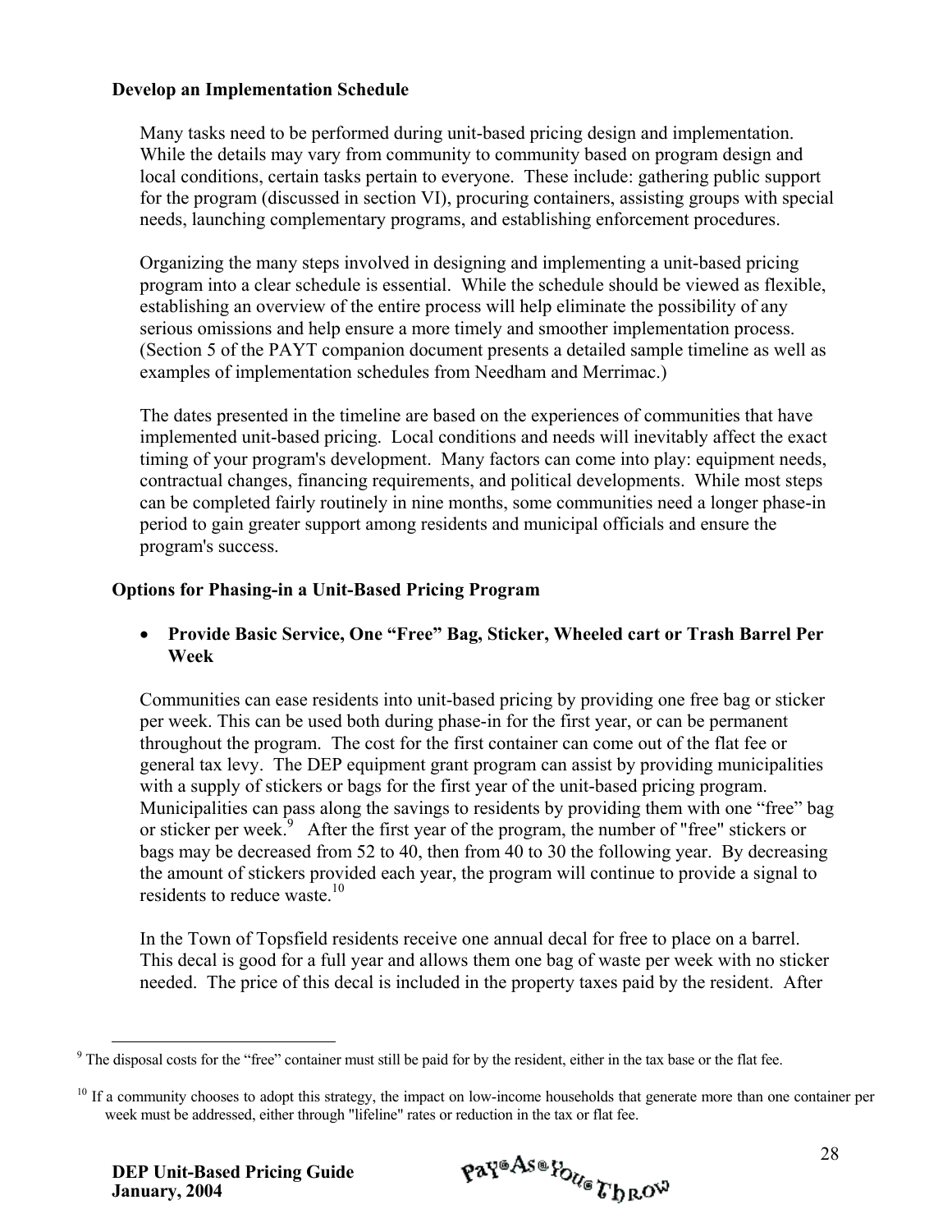### Develop an Implementation Schedule

Many tasks need to be performed during unit-based pricing design and implementation. While the details may vary from community to community based on program design and local conditions, certain tasks pertain to everyone. These include: gathering public support for the program (discussed in section VI), procuring containers, assisting groups with special needs, launching complementary programs, and establishing enforcement procedures.

Organizing the many steps involved in designing and implementing a unit-based pricing program into a clear schedule is essential. While the schedule should be viewed as flexible, establishing an overview of the entire process will help eliminate the possibility of any serious omissions and help ensure a more timely and smoother implementation process. (Section 5 of the PAYT companion document presents a detailed sample timeline as well as examples of implementation schedules from Needham and Merrimac.)

The dates presented in the timeline are based on the experiences of communities that have implemented unit-based pricing. Local conditions and needs will inevitably affect the exact timing of your program's development. Many factors can come into play: equipment needs, contractual changes, financing requirements, and political developments. While most steps can be completed fairly routinely in nine months, some communities need a longer phase-in period to gain greater support among residents and municipal officials and ensure the program's success.

### Options for Phasing-in a Unit-Based Pricing Program

- **Provide Basic Service, One "Free" Bag, Sticker, Wheeled cart or Trash Barrel Per Week**

Communities can ease residents into unit-based pricing by providing one free bag or sticker per week. This can be used both during phase-in for the first year, or can be permanent throughout the program. The cost for the first container can come out of the flat fee or general tax levy. The DEP equipment grant program can assist by providing municipalities with a supply of stickers or bags for the first year of the unit-based pricing program. Municipalities can pass along the savings to residents by providing them with one "free" bag or sticker per week.[9] After the first year of the program, the number of "free" stickers or bags may be decreased from 52 to 40, then from 40 to 30 the following year. By decreasing the amount of stickers provided each year, the program will continue to provide a signal to residents to reduce waste.[10]

In the Town of Topsfield residents receive one annual decal for free to place on a barrel. This decal is good for a full year and allows them one bag of waste per week with no sticker needed. The price of this decal is included in the property taxes paid by the resident. After

---

[9] The disposal costs for the "free" container must still be paid for by the resident, either in the tax base or the flat fee.

[10] If a community chooses to adopt this strategy, the impact on low-income households that generate more than one container per week must be addressed, either through "lifeline" rates or reduction in the tax or flat fee.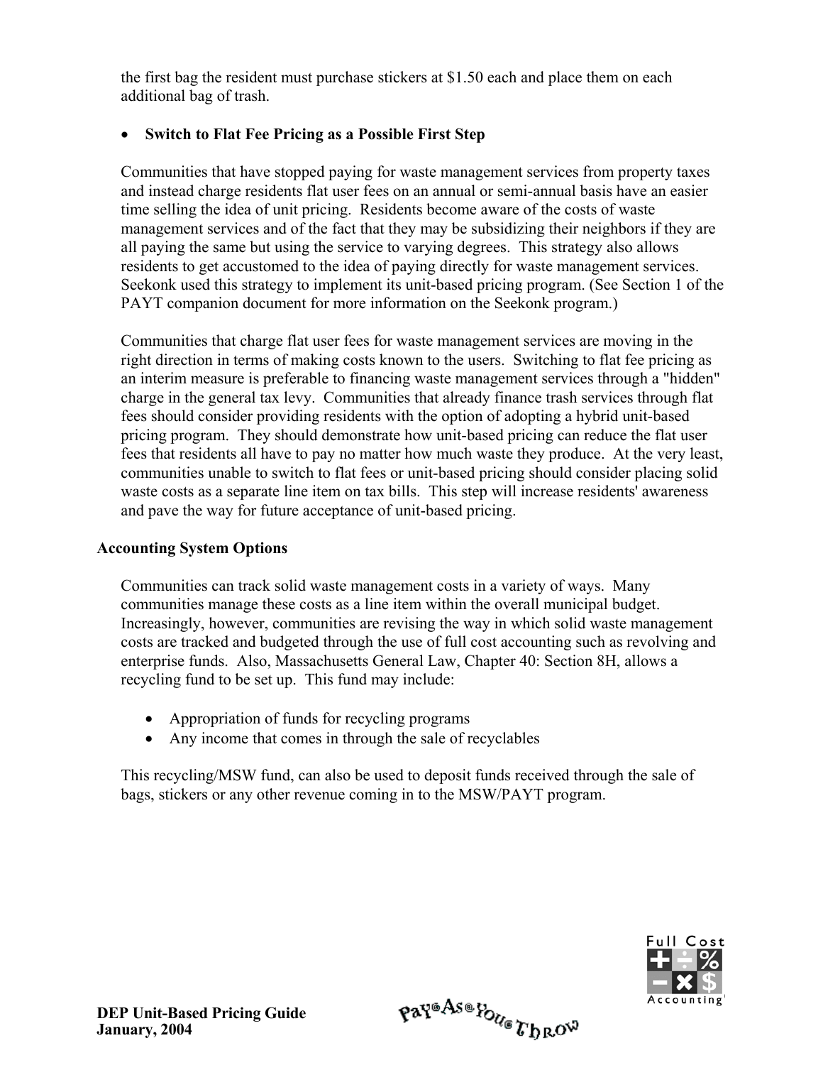the first bag the resident must purchase stickers at $1.50 each and place them on each additional bag of trash.

- **Switch to Flat Fee Pricing as a Possible First Step**

Communities that have stopped paying for waste management services from property taxes and instead charge residents flat user fees on an annual or semi-annual basis have an easier time selling the idea of unit pricing. Residents become aware of the costs of waste management services and of the fact that they may be subsidizing their neighbors if they are all paying the same but using the service to varying degrees. This strategy also allows residents to get accustomed to the idea of paying directly for waste management services. Seekonk used this strategy to implement its unit-based pricing program. (See Section 1 of the PAYT companion document for more information on the Seekonk program.)

Communities that charge flat user fees for waste management services are moving in the right direction in terms of making costs known to the users. Switching to flat fee pricing as an interim measure is preferable to financing waste management services through a "hidden" charge in the general tax levy. Communities that already finance trash services through flat fees should consider providing residents with the option of adopting a hybrid unit-based pricing program. They should demonstrate how unit-based pricing can reduce the flat user fees that residents all have to pay no matter how much waste they produce. At the very least, communities unable to switch to flat fees or unit-based pricing should consider placing solid waste costs as a separate line item on tax bills. This step will increase residents' awareness and pave the way for future acceptance of unit-based pricing.

**Accounting System Options**

Communities can track solid waste management costs in a variety of ways. Many communities manage these costs as a line item within the overall municipal budget. Increasingly, however, communities are revising the way in which solid waste management costs are tracked and budgeted through the use of full cost accounting such as revolving and enterprise funds. Also, Massachusetts General Law, Chapter 40: Section 8H, allows a recycling fund to be set up. This fund may include:

- Appropriation of funds for recycling programs
- Any income that comes in through the sale of recyclables

This recycling/MSW fund, can also be used to deposit funds received through the sale of bags, stickers or any other revenue coming in to the MSW/PAYT program.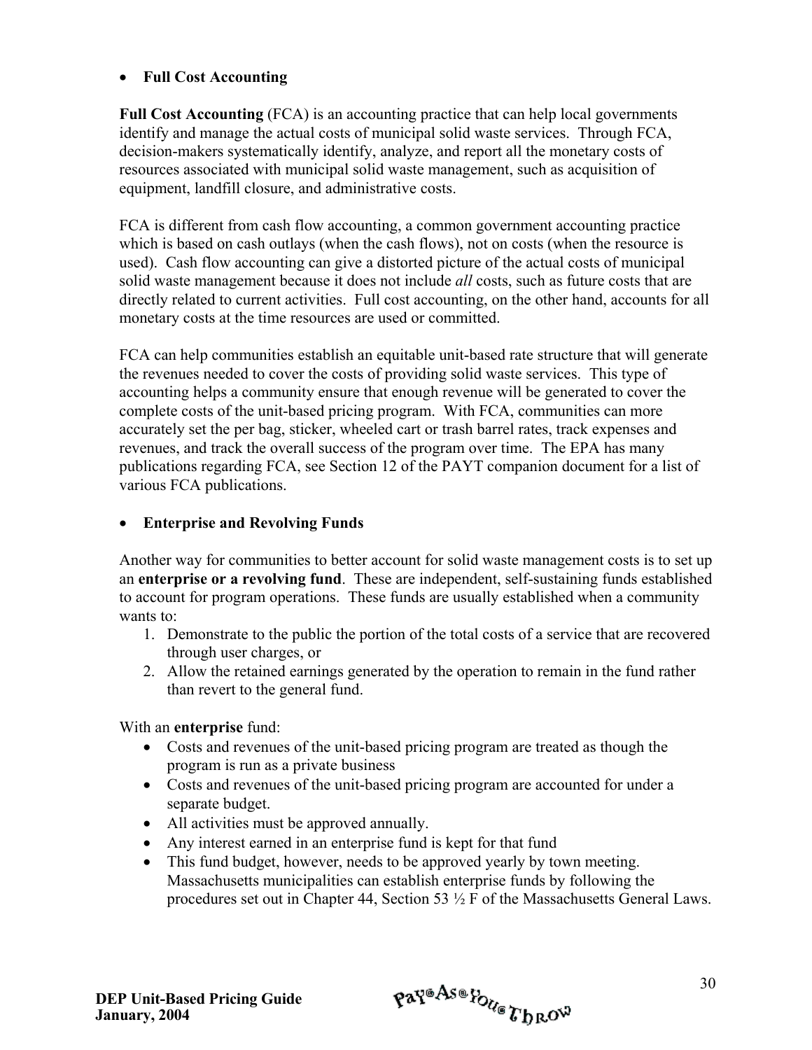- **Full Cost Accounting**

**Full Cost Accounting** (FCA) is an accounting practice that can help local governments identify and manage the actual costs of municipal solid waste services. Through FCA, decision-makers systematically identify, analyze, and report all the monetary costs of resources associated with municipal solid waste management, such as acquisition of equipment, landfill closure, and administrative costs.

FCA is different from cash flow accounting, a common government accounting practice which is based on cash outlays (when the cash flows), not on costs (when the resource is used). Cash flow accounting can give a distorted picture of the actual costs of municipal solid waste management because it does not include *all* costs, such as future costs that are directly related to current activities. Full cost accounting, on the other hand, accounts for all monetary costs at the time resources are used or committed.

FCA can help communities establish an equitable unit-based rate structure that will generate the revenues needed to cover the costs of providing solid waste services. This type of accounting helps a community ensure that enough revenue will be generated to cover the complete costs of the unit-based pricing program. With FCA, communities can more accurately set the per bag, sticker, wheeled cart or trash barrel rates, track expenses and revenues, and track the overall success of the program over time. The EPA has many publications regarding FCA, see Section 12 of the PAYT companion document for a list of various FCA publications.

- **Enterprise and Revolving Funds**

Another way for communities to better account for solid waste management costs is to set up an **enterprise or a revolving fund**. These are independent, self-sustaining funds established to account for program operations. These funds are usually established when a community wants to:

1. Demonstrate to the public the portion of the total costs of a service that are recovered through user charges, or
2. Allow the retained earnings generated by the operation to remain in the fund rather than revert to the general fund.

With an **enterprise** fund:

- Costs and revenues of the unit-based pricing program are treated as though the program is run as a private business
- Costs and revenues of the unit-based pricing program are accounted for under a separate budget.
- All activities must be approved annually.
- Any interest earned in an enterprise fund is kept for that fund
- This fund budget, however, needs to be approved yearly by town meeting. Massachusetts municipalities can establish enterprise funds by following the procedures set out in Chapter 44, Section 53 ½ F of the Massachusetts General Laws.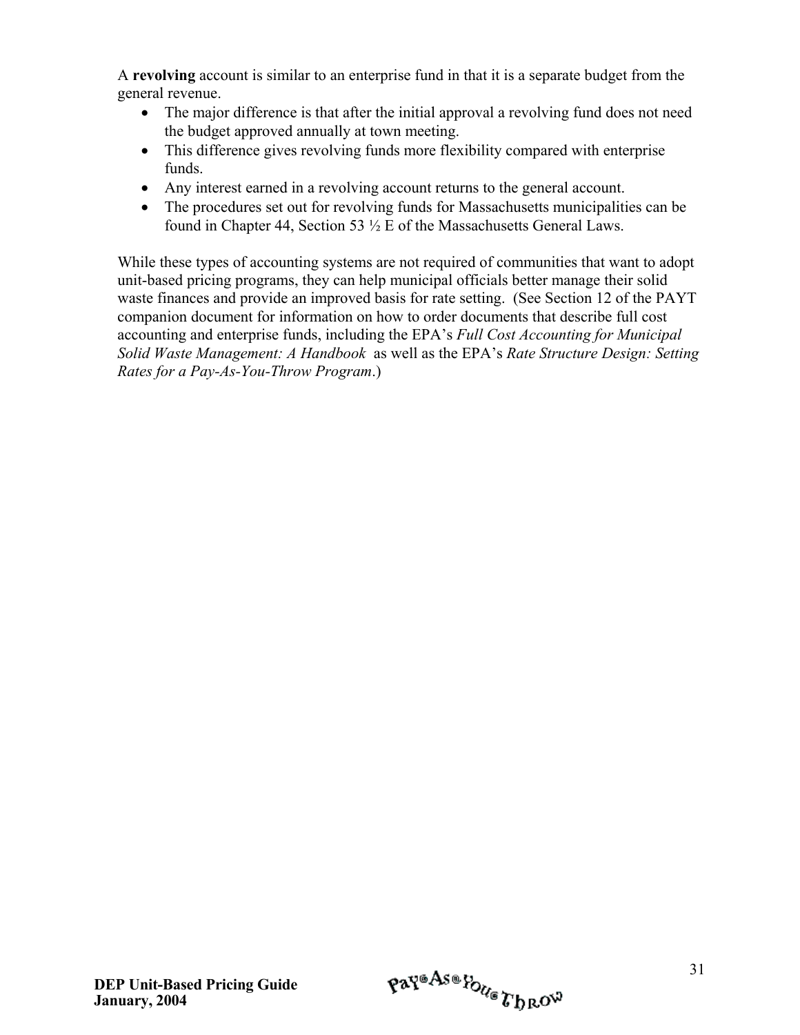A **revolving** account is similar to an enterprise fund in that it is a separate budget from the general revenue.

- The major difference is that after the initial approval a revolving fund does not need the budget approved annually at town meeting.
- This difference gives revolving funds more flexibility compared with enterprise funds.
- Any interest earned in a revolving account returns to the general account.
- The procedures set out for revolving funds for Massachusetts municipalities can be found in Chapter 44, Section 53 ½ E of the Massachusetts General Laws.

While these types of accounting systems are not required of communities that want to adopt unit-based pricing programs, they can help municipal officials better manage their solid waste finances and provide an improved basis for rate setting. (See Section 12 of the PAYT companion document for information on how to order documents that describe full cost accounting and enterprise funds, including the EPA's *Full Cost Accounting for Municipal Solid Waste Management: A Handbook* as well as the EPA's *Rate Structure Design: Setting Rates for a Pay-As-You-Throw Program*.)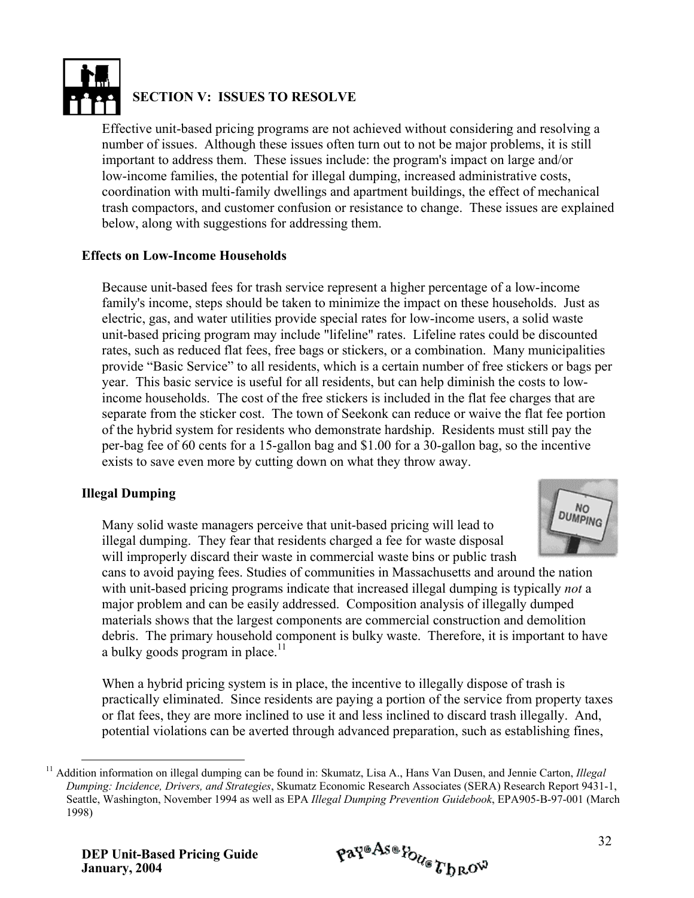## SECTION V: ISSUES TO RESOLVE

Effective unit-based pricing programs are not achieved without considering and resolving a number of issues. Although these issues often turn out to not be major problems, it is still important to address them. These issues include: the program's impact on large and/or low-income families, the potential for illegal dumping, increased administrative costs, coordination with multi-family dwellings and apartment buildings, the effect of mechanical trash compactors, and customer confusion or resistance to change. These issues are explained below, along with suggestions for addressing them.

### Effects on Low-Income Households

Because unit-based fees for trash service represent a higher percentage of a low-income family's income, steps should be taken to minimize the impact on these households. Just as electric, gas, and water utilities provide special rates for low-income users, a solid waste unit-based pricing program may include "lifeline" rates. Lifeline rates could be discounted rates, such as reduced flat fees, free bags or stickers, or a combination. Many municipalities provide "Basic Service" to all residents, which is a certain number of free stickers or bags per year. This basic service is useful for all residents, but can help diminish the costs to low-income households. The cost of the free stickers is included in the flat fee charges that are separate from the sticker cost. The town of Seekonk can reduce or waive the flat fee portion of the hybrid system for residents who demonstrate hardship. Residents must still pay the per-bag fee of 60 cents for a 15-gallon bag and $1.00 for a 30-gallon bag, so the incentive exists to save even more by cutting down on what they throw away.

### Illegal Dumping

Many solid waste managers perceive that unit-based pricing will lead to illegal dumping. They fear that residents charged a fee for waste disposal will improperly discard their waste in commercial waste bins or public trash cans to avoid paying fees. Studies of communities in Massachusetts and around the nation with unit-based pricing programs indicate that increased illegal dumping is typically *not* a major problem and can be easily addressed. Composition analysis of illegally dumped materials shows that the largest components are commercial construction and demolition debris. The primary household component is bulky waste. Therefore, it is important to have a bulky goods program in place.[11]

When a hybrid pricing system is in place, the incentive to illegally dispose of trash is practically eliminated. Since residents are paying a portion of the service from property taxes or flat fees, they are more inclined to use it and less inclined to discard trash illegally. And, potential violations can be averted through advanced preparation, such as establishing fines,

---

[11] Addition information on illegal dumping can be found in: Skumatz, Lisa A., Hans Van Dusen, and Jennie Carton, *Illegal Dumping: Incidence, Drivers, and Strategies*, Skumatz Economic Research Associates (SERA) Research Report 9431-1, Seattle, Washington, November 1994 as well as EPA *Illegal Dumping Prevention Guidebook*, EPA905-B-97-001 (March 1998)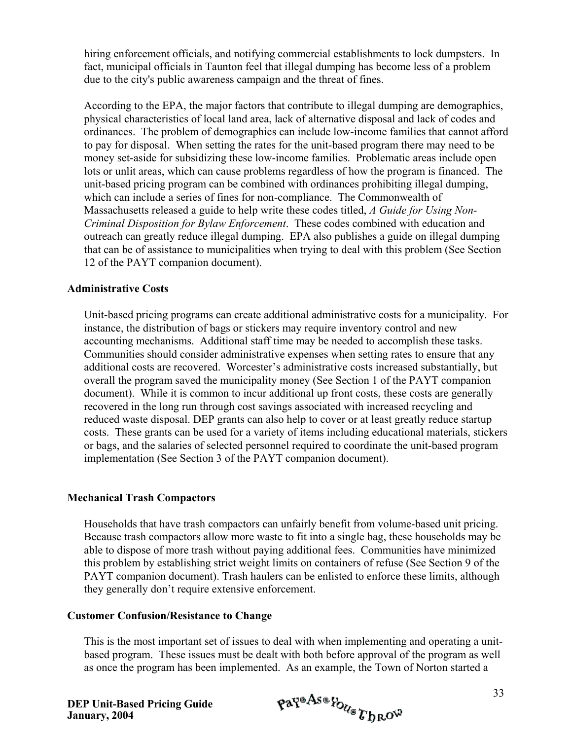hiring enforcement officials, and notifying commercial establishments to lock dumpsters. In fact, municipal officials in Taunton feel that illegal dumping has become less of a problem due to the city's public awareness campaign and the threat of fines.

According to the EPA, the major factors that contribute to illegal dumping are demographics, physical characteristics of local land area, lack of alternative disposal and lack of codes and ordinances. The problem of demographics can include low-income families that cannot afford to pay for disposal. When setting the rates for the unit-based program there may need to be money set-aside for subsidizing these low-income families. Problematic areas include open lots or unlit areas, which can cause problems regardless of how the program is financed. The unit-based pricing program can be combined with ordinances prohibiting illegal dumping, which can include a series of fines for non-compliance. The Commonwealth of Massachusetts released a guide to help write these codes titled, *A Guide for Using Non-Criminal Disposition for Bylaw Enforcement*. These codes combined with education and outreach can greatly reduce illegal dumping. EPA also publishes a guide on illegal dumping that can be of assistance to municipalities when trying to deal with this problem (See Section 12 of the PAYT companion document).

**Administrative Costs**

Unit-based pricing programs can create additional administrative costs for a municipality. For instance, the distribution of bags or stickers may require inventory control and new accounting mechanisms. Additional staff time may be needed to accomplish these tasks. Communities should consider administrative expenses when setting rates to ensure that any additional costs are recovered. Worcester's administrative costs increased substantially, but overall the program saved the municipality money (See Section 1 of the PAYT companion document). While it is common to incur additional up front costs, these costs are generally recovered in the long run through cost savings associated with increased recycling and reduced waste disposal. DEP grants can also help to cover or at least greatly reduce startup costs. These grants can be used for a variety of items including educational materials, stickers or bags, and the salaries of selected personnel required to coordinate the unit-based program implementation (See Section 3 of the PAYT companion document).

**Mechanical Trash Compactors**

Households that have trash compactors can unfairly benefit from volume-based unit pricing. Because trash compactors allow more waste to fit into a single bag, these households may be able to dispose of more trash without paying additional fees. Communities have minimized this problem by establishing strict weight limits on containers of refuse (See Section 9 of the PAYT companion document). Trash haulers can be enlisted to enforce these limits, although they generally don't require extensive enforcement.

**Customer Confusion/Resistance to Change**

This is the most important set of issues to deal with when implementing and operating a unit-based program. These issues must be dealt with both before approval of the program as well as once the program has been implemented. As an example, the Town of Norton started a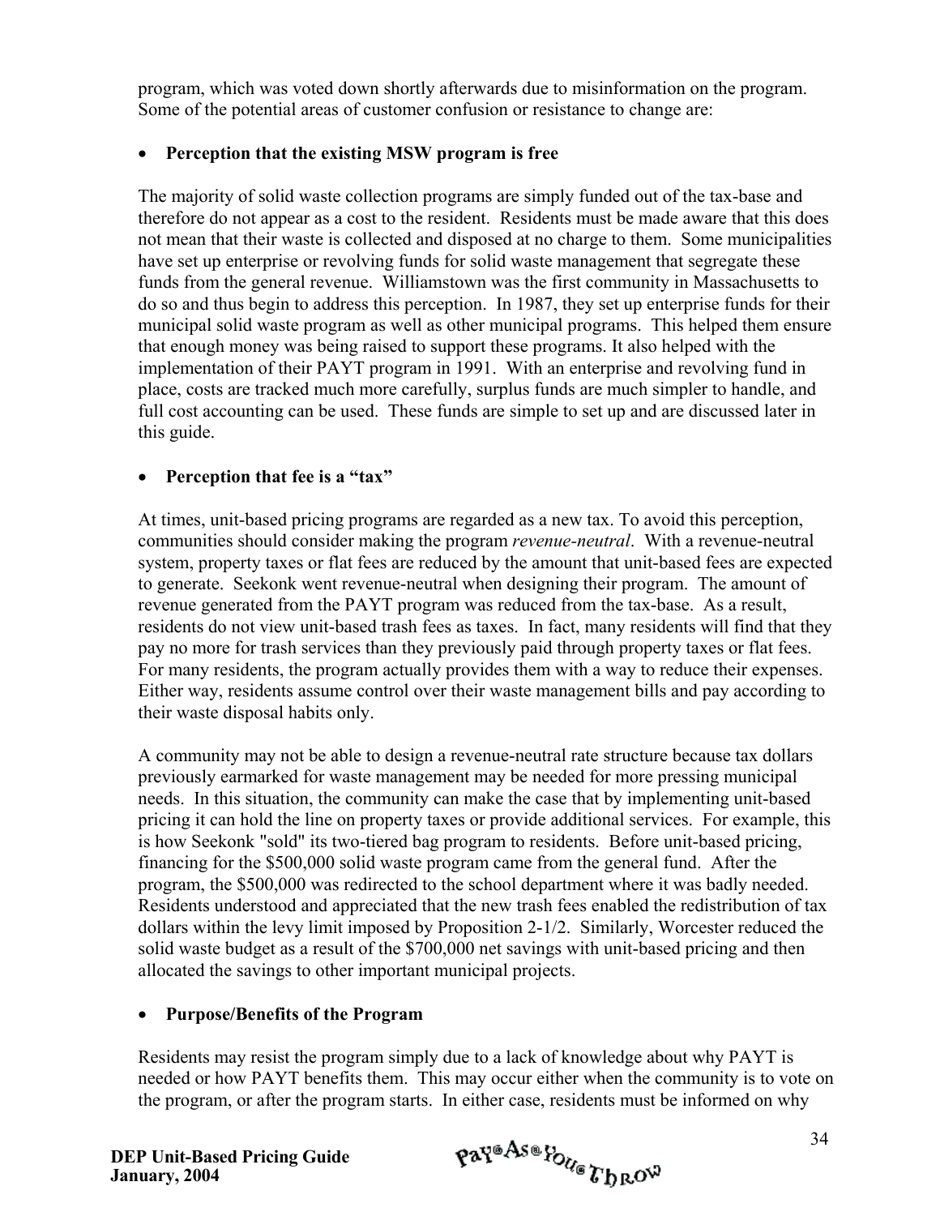program, which was voted down shortly afterwards due to misinformation on the program. Some of the potential areas of customer confusion or resistance to change are:

- **Perception that the existing MSW program is free**

The majority of solid waste collection programs are simply funded out of the tax-base and therefore do not appear as a cost to the resident. Residents must be made aware that this does not mean that their waste is collected and disposed at no charge to them. Some municipalities have set up enterprise or revolving funds for solid waste management that segregate these funds from the general revenue. Williamstown was the first community in Massachusetts to do so and thus begin to address this perception. In 1987, they set up enterprise funds for their municipal solid waste program as well as other municipal programs. This helped them ensure that enough money was being raised to support these programs. It also helped with the implementation of their PAYT program in 1991. With an enterprise and revolving fund in place, costs are tracked much more carefully, surplus funds are much simpler to handle, and full cost accounting can be used. These funds are simple to set up and are discussed later in this guide.

- **Perception that fee is a "tax"**

At times, unit-based pricing programs are regarded as a new tax. To avoid this perception, communities should consider making the program *revenue-neutral*. With a revenue-neutral system, property taxes or flat fees are reduced by the amount that unit-based fees are expected to generate. Seekonk went revenue-neutral when designing their program. The amount of revenue generated from the PAYT program was reduced from the tax-base. As a result, residents do not view unit-based trash fees as taxes. In fact, many residents will find that they pay no more for trash services than they previously paid through property taxes or flat fees. For many residents, the program actually provides them with a way to reduce their expenses. Either way, residents assume control over their waste management bills and pay according to their waste disposal habits only.

A community may not be able to design a revenue-neutral rate structure because tax dollars previously earmarked for waste management may be needed for more pressing municipal needs. In this situation, the community can make the case that by implementing unit-based pricing it can hold the line on property taxes or provide additional services. For example, this is how Seekonk "sold" its two-tiered bag program to residents. Before unit-based pricing, financing for the $500,000 solid waste program came from the general fund. After the program, the $500,000 was redirected to the school department where it was badly needed. Residents understood and appreciated that the new trash fees enabled the redistribution of tax dollars within the levy limit imposed by Proposition 2-1/2. Similarly, Worcester reduced the solid waste budget as a result of the $700,000 net savings with unit-based pricing and then allocated the savings to other important municipal projects.

- **Purpose/Benefits of the Program**

Residents may resist the program simply due to a lack of knowledge about why PAYT is needed or how PAYT benefits them. This may occur either when the community is to vote on the program, or after the program starts. In either case, residents must be informed on why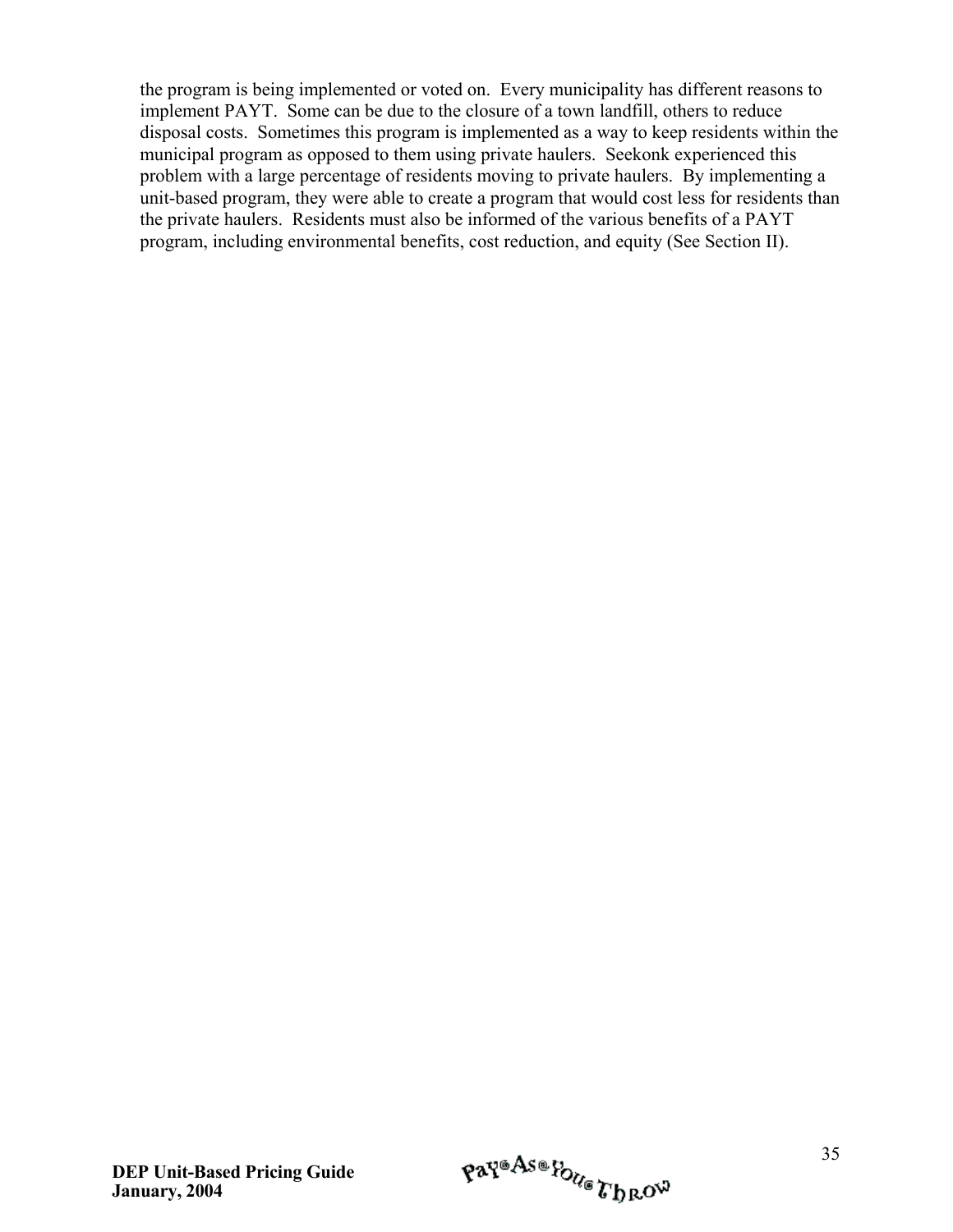the program is being implemented or voted on. Every municipality has different reasons to implement PAYT. Some can be due to the closure of a town landfill, others to reduce disposal costs. Sometimes this program is implemented as a way to keep residents within the municipal program as opposed to them using private haulers. Seekonk experienced this problem with a large percentage of residents moving to private haulers. By implementing a unit-based program, they were able to create a program that would cost less for residents than the private haulers. Residents must also be informed of the various benefits of a PAYT program, including environmental benefits, cost reduction, and equity (See Section II).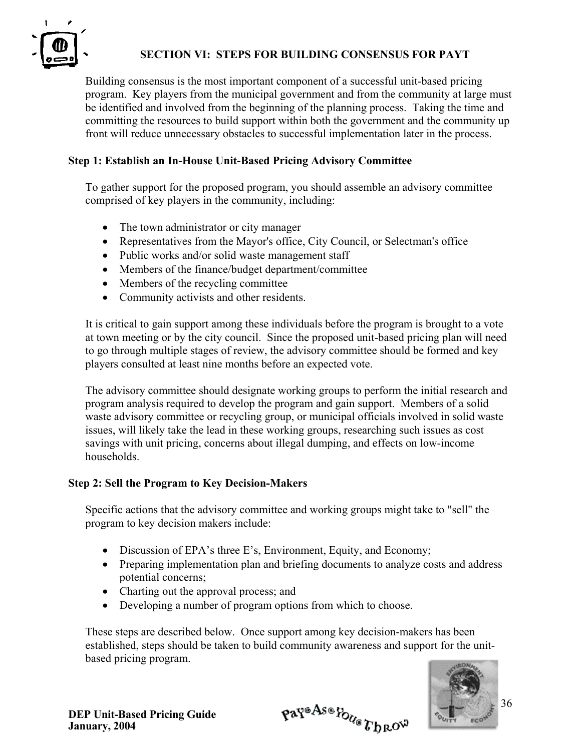## SECTION VI: STEPS FOR BUILDING CONSENSUS FOR PAYT

Building consensus is the most important component of a successful unit-based pricing program. Key players from the municipal government and from the community at large must be identified and involved from the beginning of the planning process. Taking the time and committing the resources to build support within both the government and the community up front will reduce unnecessary obstacles to successful implementation later in the process.

### Step 1: Establish an In-House Unit-Based Pricing Advisory Committee

To gather support for the proposed program, you should assemble an advisory committee comprised of key players in the community, including:

- The town administrator or city manager
- Representatives from the Mayor's office, City Council, or Selectman's office
- Public works and/or solid waste management staff
- Members of the finance/budget department/committee
- Members of the recycling committee
- Community activists and other residents.

It is critical to gain support among these individuals before the program is brought to a vote at town meeting or by the city council. Since the proposed unit-based pricing plan will need to go through multiple stages of review, the advisory committee should be formed and key players consulted at least nine months before an expected vote.

The advisory committee should designate working groups to perform the initial research and program analysis required to develop the program and gain support. Members of a solid waste advisory committee or recycling group, or municipal officials involved in solid waste issues, will likely take the lead in these working groups, researching such issues as cost savings with unit pricing, concerns about illegal dumping, and effects on low-income households.

### Step 2: Sell the Program to Key Decision-Makers

Specific actions that the advisory committee and working groups might take to "sell" the program to key decision makers include:

- Discussion of EPA's three E's, Environment, Equity, and Economy;
- Preparing implementation plan and briefing documents to analyze costs and address potential concerns;
- Charting out the approval process; and
- Developing a number of program options from which to choose.

These steps are described below. Once support among key decision-makers has been established, steps should be taken to build community awareness and support for the unit-based pricing program.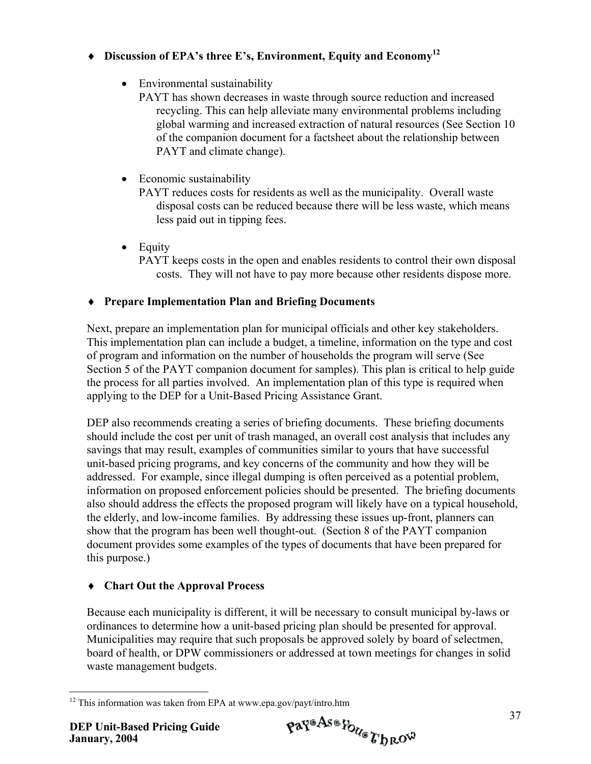- **Discussion of EPA's three E's, Environment, Equity and Economy**[12]

  - Environmental sustainability
    PAYT has shown decreases in waste through source reduction and increased recycling. This can help alleviate many environmental problems including global warming and increased extraction of natural resources (See Section 10 of the companion document for a factsheet about the relationship between PAYT and climate change).

  - Economic sustainability
    PAYT reduces costs for residents as well as the municipality. Overall waste disposal costs can be reduced because there will be less waste, which means less paid out in tipping fees.

  - Equity
    PAYT keeps costs in the open and enables residents to control their own disposal costs. They will not have to pay more because other residents dispose more.

- **Prepare Implementation Plan and Briefing Documents**

Next, prepare an implementation plan for municipal officials and other key stakeholders. This implementation plan can include a budget, a timeline, information on the type and cost of program and information on the number of households the program will serve (See Section 5 of the PAYT companion document for samples). This plan is critical to help guide the process for all parties involved. An implementation plan of this type is required when applying to the DEP for a Unit-Based Pricing Assistance Grant.

DEP also recommends creating a series of briefing documents. These briefing documents should include the cost per unit of trash managed, an overall cost analysis that includes any savings that may result, examples of communities similar to yours that have successful unit-based pricing programs, and key concerns of the community and how they will be addressed. For example, since illegal dumping is often perceived as a potential problem, information on proposed enforcement policies should be presented. The briefing documents also should address the effects the proposed program will likely have on a typical household, the elderly, and low-income families. By addressing these issues up-front, planners can show that the program has been well thought-out. (Section 8 of the PAYT companion document provides some examples of the types of documents that have been prepared for this purpose.)

- **Chart Out the Approval Process**

Because each municipality is different, it will be necessary to consult municipal by-laws or ordinances to determine how a unit-based pricing plan should be presented for approval. Municipalities may require that such proposals be approved solely by board of selectmen, board of health, or DPW commissioners or addressed at town meetings for changes in solid waste management budgets.

---

[12] This information was taken from EPA at www.epa.gov/payt/intro.htm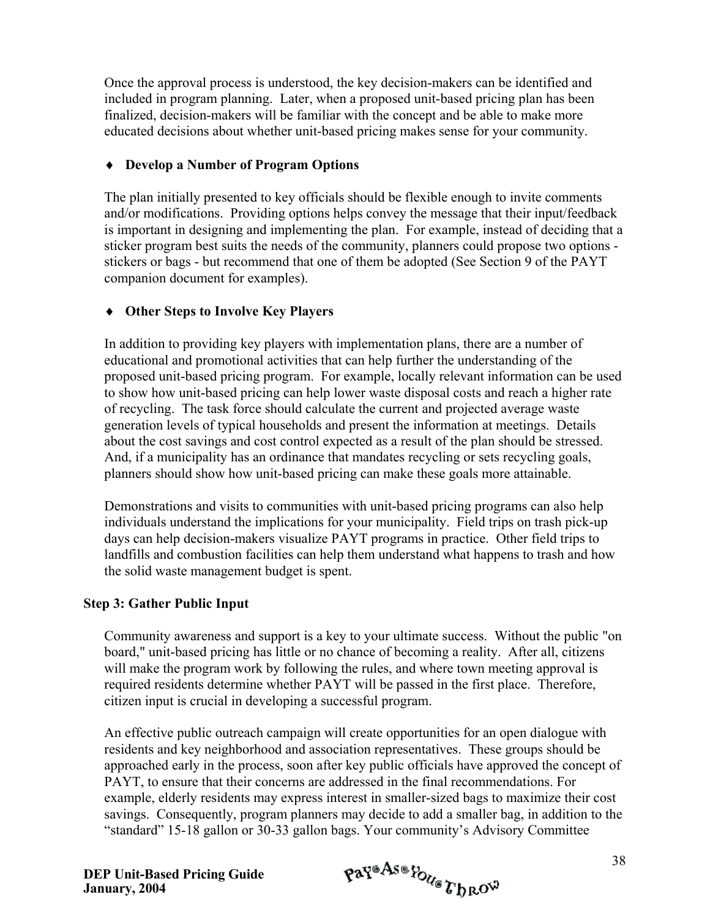Once the approval process is understood, the key decision-makers can be identified and included in program planning. Later, when a proposed unit-based pricing plan has been finalized, decision-makers will be familiar with the concept and be able to make more educated decisions about whether unit-based pricing makes sense for your community.

♦ **Develop a Number of Program Options**

The plan initially presented to key officials should be flexible enough to invite comments and/or modifications. Providing options helps convey the message that their input/feedback is important in designing and implementing the plan. For example, instead of deciding that a sticker program best suits the needs of the community, planners could propose two options - stickers or bags - but recommend that one of them be adopted (See Section 9 of the PAYT companion document for examples).

♦ **Other Steps to Involve Key Players**

In addition to providing key players with implementation plans, there are a number of educational and promotional activities that can help further the understanding of the proposed unit-based pricing program. For example, locally relevant information can be used to show how unit-based pricing can help lower waste disposal costs and reach a higher rate of recycling. The task force should calculate the current and projected average waste generation levels of typical households and present the information at meetings. Details about the cost savings and cost control expected as a result of the plan should be stressed. And, if a municipality has an ordinance that mandates recycling or sets recycling goals, planners should show how unit-based pricing can make these goals more attainable.

Demonstrations and visits to communities with unit-based pricing programs can also help individuals understand the implications for your municipality. Field trips on trash pick-up days can help decision-makers visualize PAYT programs in practice. Other field trips to landfills and combustion facilities can help them understand what happens to trash and how the solid waste management budget is spent.

**Step 3: Gather Public Input**

Community awareness and support is a key to your ultimate success. Without the public "on board," unit-based pricing has little or no chance of becoming a reality. After all, citizens will make the program work by following the rules, and where town meeting approval is required residents determine whether PAYT will be passed in the first place. Therefore, citizen input is crucial in developing a successful program.

An effective public outreach campaign will create opportunities for an open dialogue with residents and key neighborhood and association representatives. These groups should be approached early in the process, soon after key public officials have approved the concept of PAYT, to ensure that their concerns are addressed in the final recommendations. For example, elderly residents may express interest in smaller-sized bags to maximize their cost savings. Consequently, program planners may decide to add a smaller bag, in addition to the "standard" 15-18 gallon or 30-33 gallon bags. Your community's Advisory Committee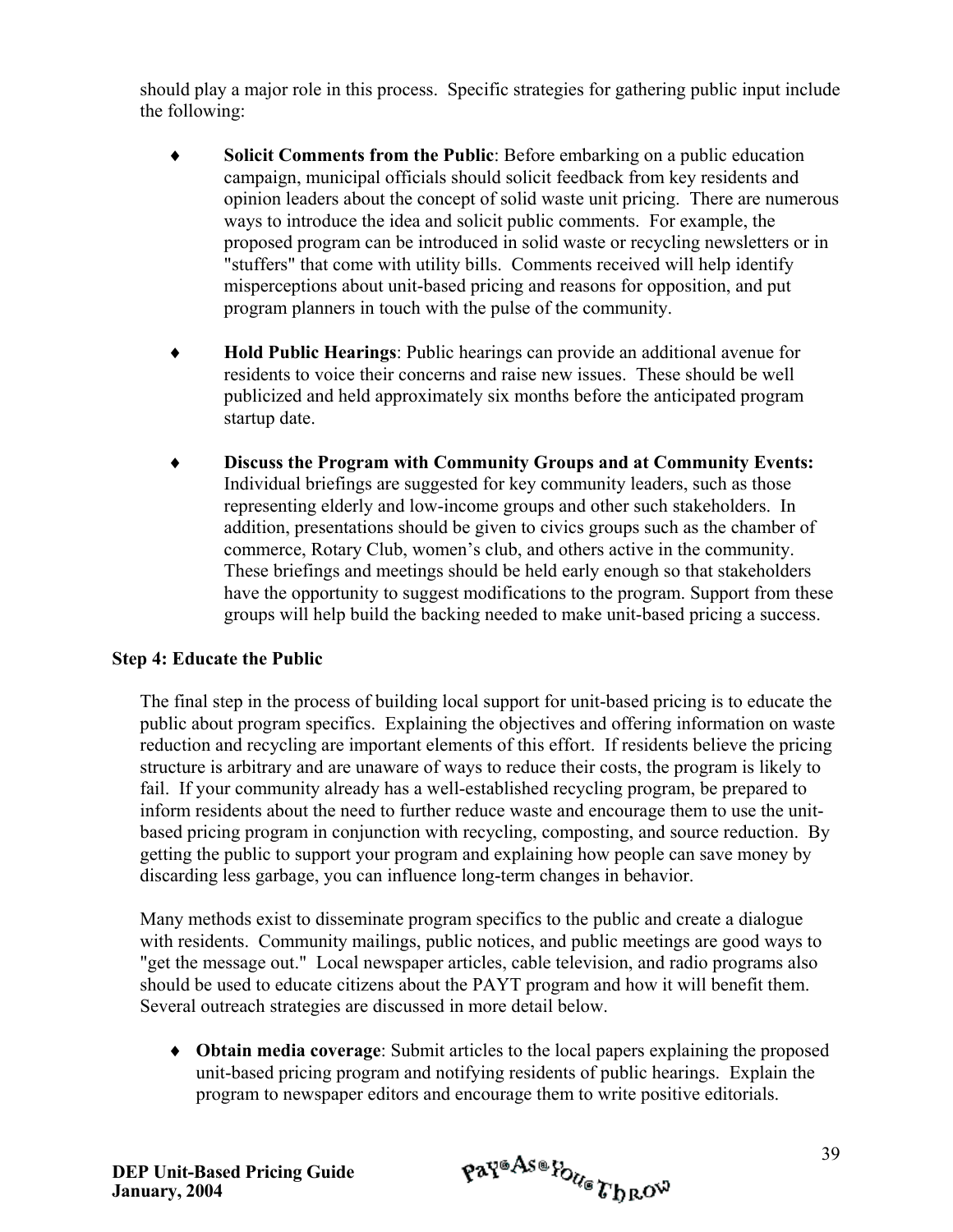should play a major role in this process. Specific strategies for gathering public input include the following:

- **Solicit Comments from the Public**: Before embarking on a public education campaign, municipal officials should solicit feedback from key residents and opinion leaders about the concept of solid waste unit pricing. There are numerous ways to introduce the idea and solicit public comments. For example, the proposed program can be introduced in solid waste or recycling newsletters or in "stuffers" that come with utility bills. Comments received will help identify misperceptions about unit-based pricing and reasons for opposition, and put program planners in touch with the pulse of the community.

- **Hold Public Hearings**: Public hearings can provide an additional avenue for residents to voice their concerns and raise new issues. These should be well publicized and held approximately six months before the anticipated program startup date.

- **Discuss the Program with Community Groups and at Community Events:** Individual briefings are suggested for key community leaders, such as those representing elderly and low-income groups and other such stakeholders. In addition, presentations should be given to civics groups such as the chamber of commerce, Rotary Club, women's club, and others active in the community. These briefings and meetings should be held early enough so that stakeholders have the opportunity to suggest modifications to the program. Support from these groups will help build the backing needed to make unit-based pricing a success.

### Step 4: Educate the Public

The final step in the process of building local support for unit-based pricing is to educate the public about program specifics. Explaining the objectives and offering information on waste reduction and recycling are important elements of this effort. If residents believe the pricing structure is arbitrary and are unaware of ways to reduce their costs, the program is likely to fail. If your community already has a well-established recycling program, be prepared to inform residents about the need to further reduce waste and encourage them to use the unit-based pricing program in conjunction with recycling, composting, and source reduction. By getting the public to support your program and explaining how people can save money by discarding less garbage, you can influence long-term changes in behavior.

Many methods exist to disseminate program specifics to the public and create a dialogue with residents. Community mailings, public notices, and public meetings are good ways to "get the message out." Local newspaper articles, cable television, and radio programs also should be used to educate citizens about the PAYT program and how it will benefit them. Several outreach strategies are discussed in more detail below.

- **Obtain media coverage**: Submit articles to the local papers explaining the proposed unit-based pricing program and notifying residents of public hearings. Explain the program to newspaper editors and encourage them to write positive editorials.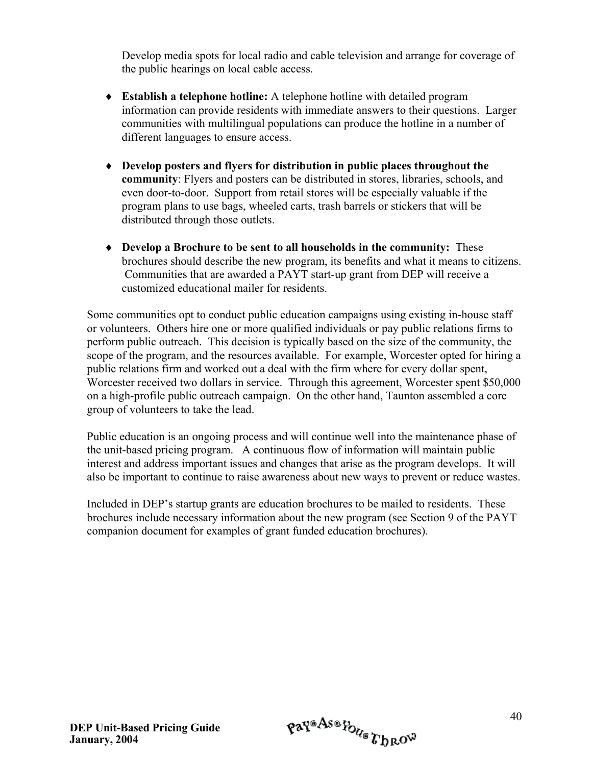Develop media spots for local radio and cable television and arrange for coverage of the public hearings on local cable access.

- **Establish a telephone hotline:** A telephone hotline with detailed program information can provide residents with immediate answers to their questions. Larger communities with multilingual populations can produce the hotline in a number of different languages to ensure access.

- **Develop posters and flyers for distribution in public places throughout the community**: Flyers and posters can be distributed in stores, libraries, schools, and even door-to-door. Support from retail stores will be especially valuable if the program plans to use bags, wheeled carts, trash barrels or stickers that will be distributed through those outlets.

- **Develop a Brochure to be sent to all households in the community:** These brochures should describe the new program, its benefits and what it means to citizens. Communities that are awarded a PAYT start-up grant from DEP will receive a customized educational mailer for residents.

Some communities opt to conduct public education campaigns using existing in-house staff or volunteers. Others hire one or more qualified individuals or pay public relations firms to perform public outreach. This decision is typically based on the size of the community, the scope of the program, and the resources available. For example, Worcester opted for hiring a public relations firm and worked out a deal with the firm where for every dollar spent, Worcester received two dollars in service. Through this agreement, Worcester spent $50,000 on a high-profile public outreach campaign. On the other hand, Taunton assembled a core group of volunteers to take the lead.

Public education is an ongoing process and will continue well into the maintenance phase of the unit-based pricing program. A continuous flow of information will maintain public interest and address important issues and changes that arise as the program develops. It will also be important to continue to raise awareness about new ways to prevent or reduce wastes.

Included in DEP's startup grants are education brochures to be mailed to residents. These brochures include necessary information about the new program (see Section 9 of the PAYT companion document for examples of grant funded education brochures).